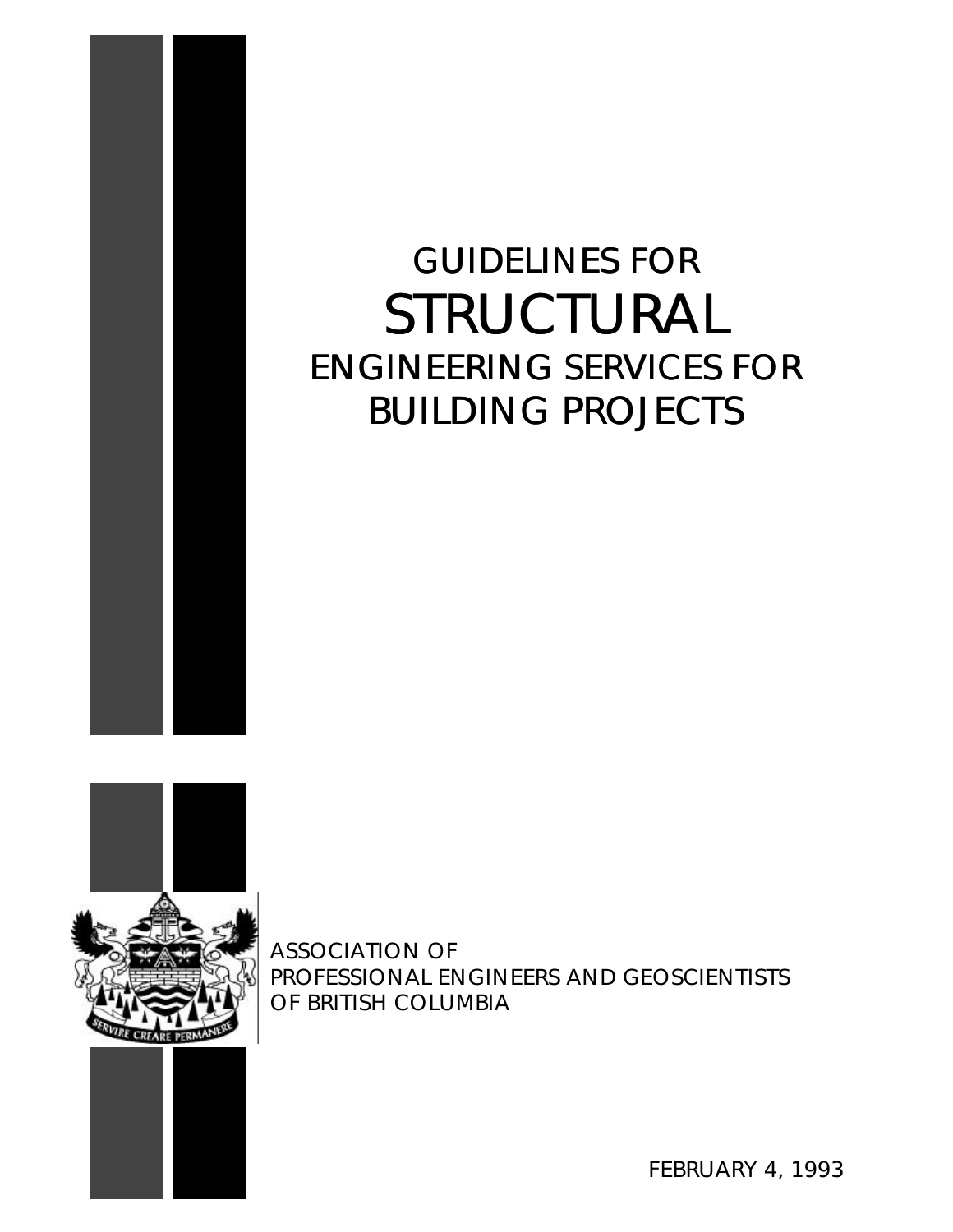# GUIDELINES FOR STRUCTURAL ENGINEERING SERVICES FOR BUILDING PROJECTS

ASSOCIATION OF
PROFESSIONAL ENGINEERS AND GEOSCIENTISTS
OF BRITISH COLUMBIA

FEBRUARY 4, 1993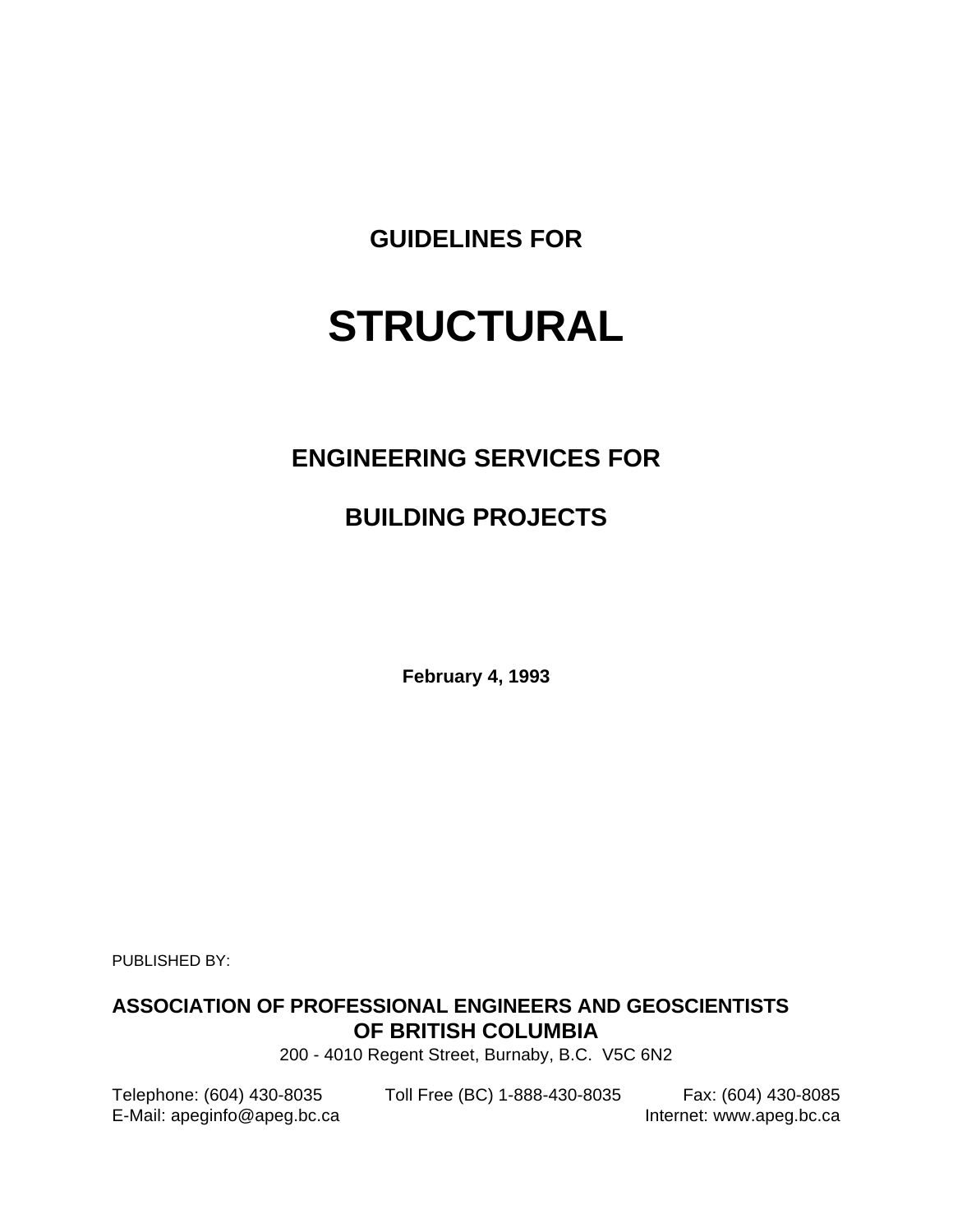# GUIDELINES FOR

# STRUCTURAL

## ENGINEERING SERVICES FOR

## BUILDING PROJECTS

**February 4, 1993**

PUBLISHED BY:

**ASSOCIATION OF PROFESSIONAL ENGINEERS AND GEOSCIENTISTS OF BRITISH COLUMBIA**

200 - 4010 Regent Street, Burnaby, B.C. V5C 6N2

Telephone: (604) 430-8035 Toll Free (BC) 1-888-430-8035 Fax: (604) 430-8085

E-Mail: apeginfo@apeg.bc.ca Internet: www.apeg.bc.ca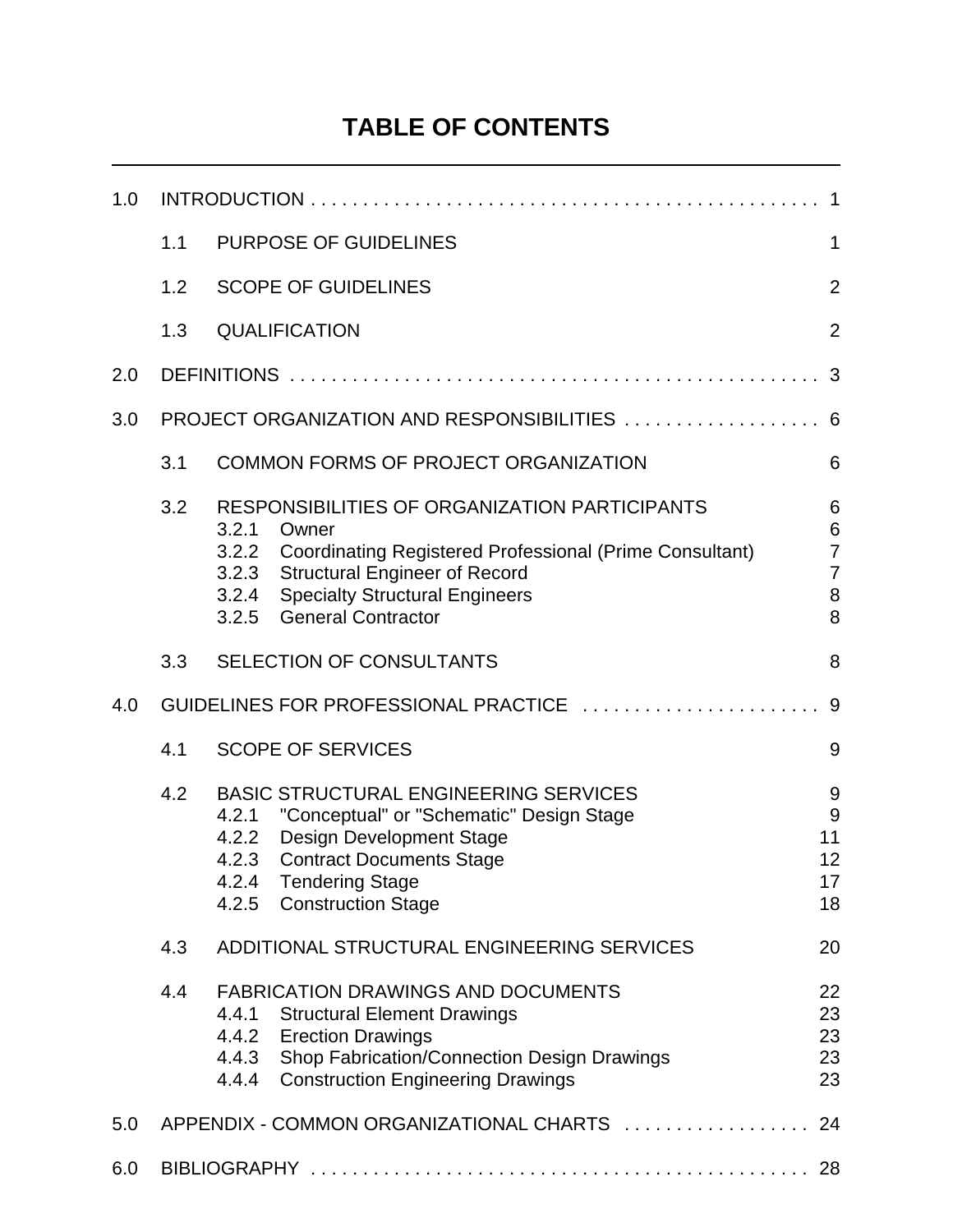# TABLE OF CONTENTS

1.0 INTRODUCTION . . . . . . . . . . . . . . . . . . . . . . . . . . . . . . . . . . . . . . . . . . . . . . . . 1

- 1.1 PURPOSE OF GUIDELINES 1
- 1.2 SCOPE OF GUIDELINES 2
- 1.3 QUALIFICATION 2

2.0 DEFINITIONS . . . . . . . . . . . . . . . . . . . . . . . . . . . . . . . . . . . . . . . . . . . . . . . . . 3

3.0 PROJECT ORGANIZATION AND RESPONSIBILITIES . . . . . . . . . . . . . . . . . . . 6

- 3.1 COMMON FORMS OF PROJECT ORGANIZATION 6
- 3.2 RESPONSIBILITIES OF ORGANIZATION PARTICIPANTS 6
  - 3.2.1 Owner 6
  - 3.2.2 Coordinating Registered Professional (Prime Consultant) 7
  - 3.2.3 Structural Engineer of Record 7
  - 3.2.4 Specialty Structural Engineers 8
  - 3.2.5 General Contractor 8
- 3.3 SELECTION OF CONSULTANTS 8

4.0 GUIDELINES FOR PROFESSIONAL PRACTICE . . . . . . . . . . . . . . . . . . . . . . . 9

- 4.1 SCOPE OF SERVICES 9
- 4.2 BASIC STRUCTURAL ENGINEERING SERVICES 9
  - 4.2.1 "Conceptual" or "Schematic" Design Stage 9
  - 4.2.2 Design Development Stage 11
  - 4.2.3 Contract Documents Stage 12
  - 4.2.4 Tendering Stage 17
  - 4.2.5 Construction Stage 18
- 4.3 ADDITIONAL STRUCTURAL ENGINEERING SERVICES 20
- 4.4 FABRICATION DRAWINGS AND DOCUMENTS 22
  - 4.4.1 Structural Element Drawings 23
  - 4.4.2 Erection Drawings 23
  - 4.4.3 Shop Fabrication/Connection Design Drawings 23
  - 4.4.4 Construction Engineering Drawings 23

5.0 APPENDIX - COMMON ORGANIZATIONAL CHARTS . . . . . . . . . . . . . . . . . . 24

6.0 BIBLIOGRAPHY . . . . . . . . . . . . . . . . . . . . . . . . . . . . . . . . . . . . . . . . . . . . . . . 28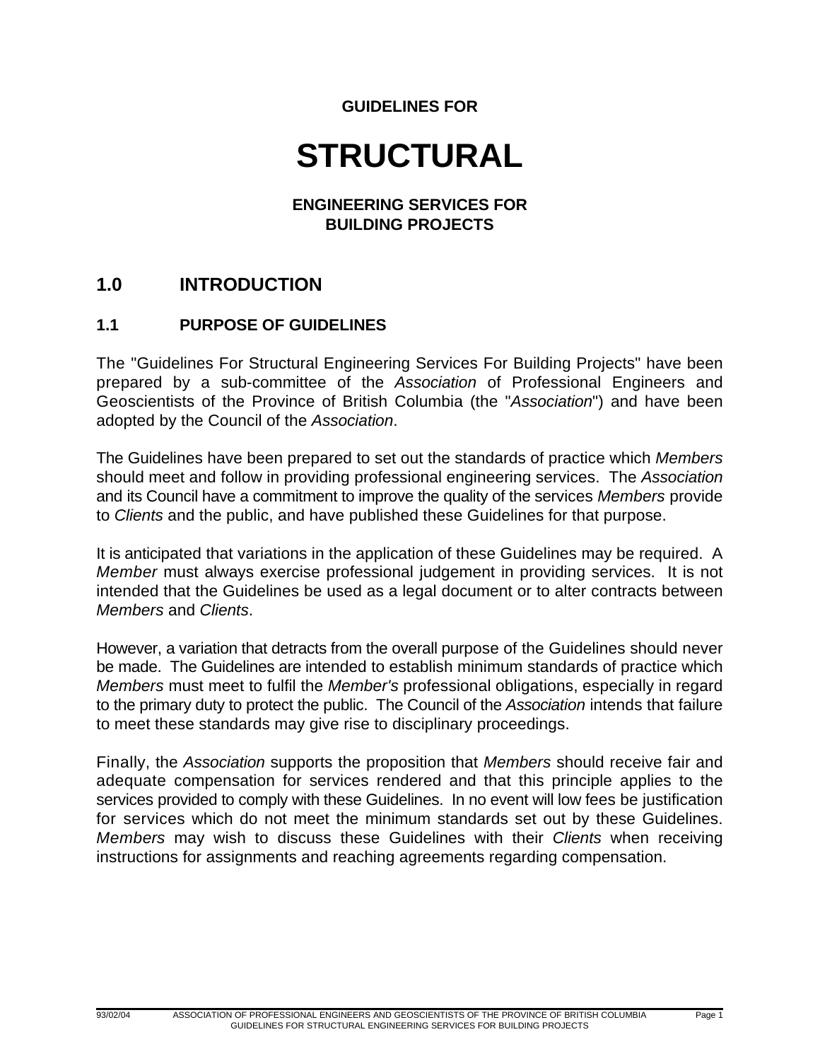**GUIDELINES FOR**

# STRUCTURAL

**ENGINEERING SERVICES FOR BUILDING PROJECTS**

## 1.0 INTRODUCTION

### 1.1 PURPOSE OF GUIDELINES

The "Guidelines For Structural Engineering Services For Building Projects" have been prepared by a sub-committee of the *Association* of Professional Engineers and Geoscientists of the Province of British Columbia (the "*Association*") and have been adopted by the Council of the *Association*.

The Guidelines have been prepared to set out the standards of practice which *Members* should meet and follow in providing professional engineering services. The *Association* and its Council have a commitment to improve the quality of the services *Members* provide to *Clients* and the public, and have published these Guidelines for that purpose.

It is anticipated that variations in the application of these Guidelines may be required. A *Member* must always exercise professional judgement in providing services. It is not intended that the Guidelines be used as a legal document or to alter contracts between *Members* and *Clients*.

However, a variation that detracts from the overall purpose of the Guidelines should never be made. The Guidelines are intended to establish minimum standards of practice which *Members* must meet to fulfil the *Member's* professional obligations, especially in regard to the primary duty to protect the public. The Council of the *Association* intends that failure to meet these standards may give rise to disciplinary proceedings.

Finally, the *Association* supports the proposition that *Members* should receive fair and adequate compensation for services rendered and that this principle applies to the services provided to comply with these Guidelines. In no event will low fees be justification for services which do not meet the minimum standards set out by these Guidelines. *Members* may wish to discuss these Guidelines with their *Clients* when receiving instructions for assignments and reaching agreements regarding compensation.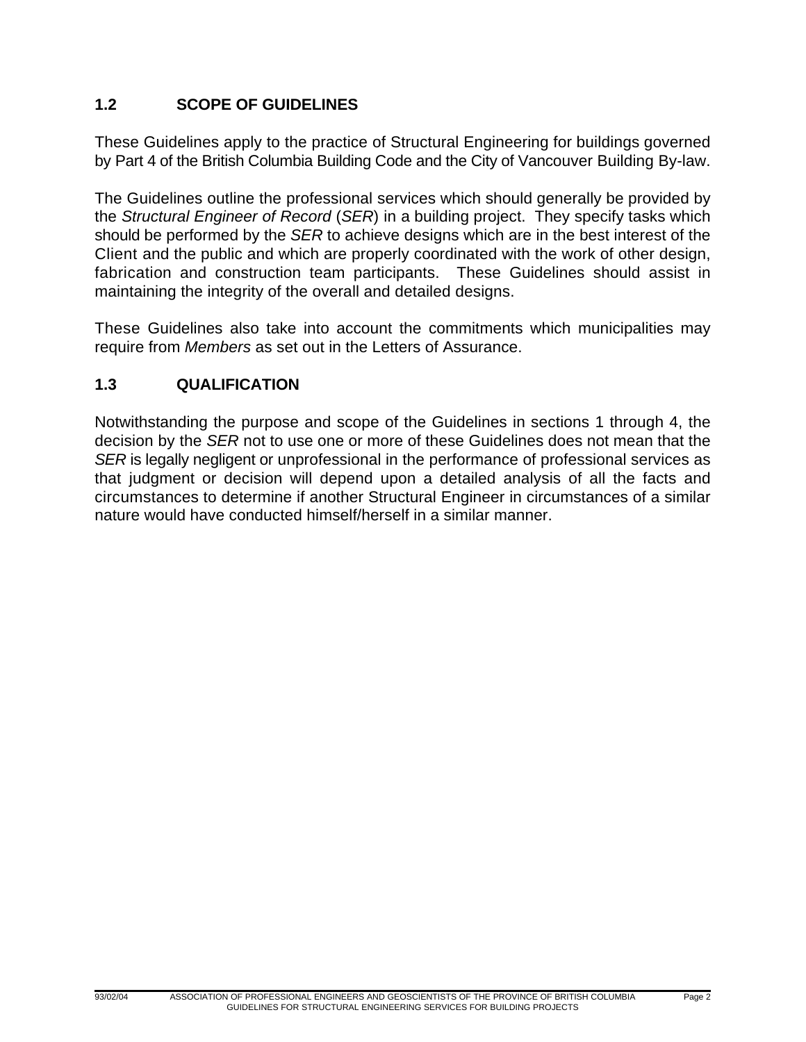## 1.2 SCOPE OF GUIDELINES

These Guidelines apply to the practice of Structural Engineering for buildings governed by Part 4 of the British Columbia Building Code and the City of Vancouver Building By-law.

The Guidelines outline the professional services which should generally be provided by the *Structural Engineer of Record* (*SER*) in a building project. They specify tasks which should be performed by the *SER* to achieve designs which are in the best interest of the Client and the public and which are properly coordinated with the work of other design, fabrication and construction team participants. These Guidelines should assist in maintaining the integrity of the overall and detailed designs.

These Guidelines also take into account the commitments which municipalities may require from *Members* as set out in the Letters of Assurance.

## 1.3 QUALIFICATION

Notwithstanding the purpose and scope of the Guidelines in sections 1 through 4, the decision by the *SER* not to use one or more of these Guidelines does not mean that the *SER* is legally negligent or unprofessional in the performance of professional services as that judgment or decision will depend upon a detailed analysis of all the facts and circumstances to determine if another Structural Engineer in circumstances of a similar nature would have conducted himself/herself in a similar manner.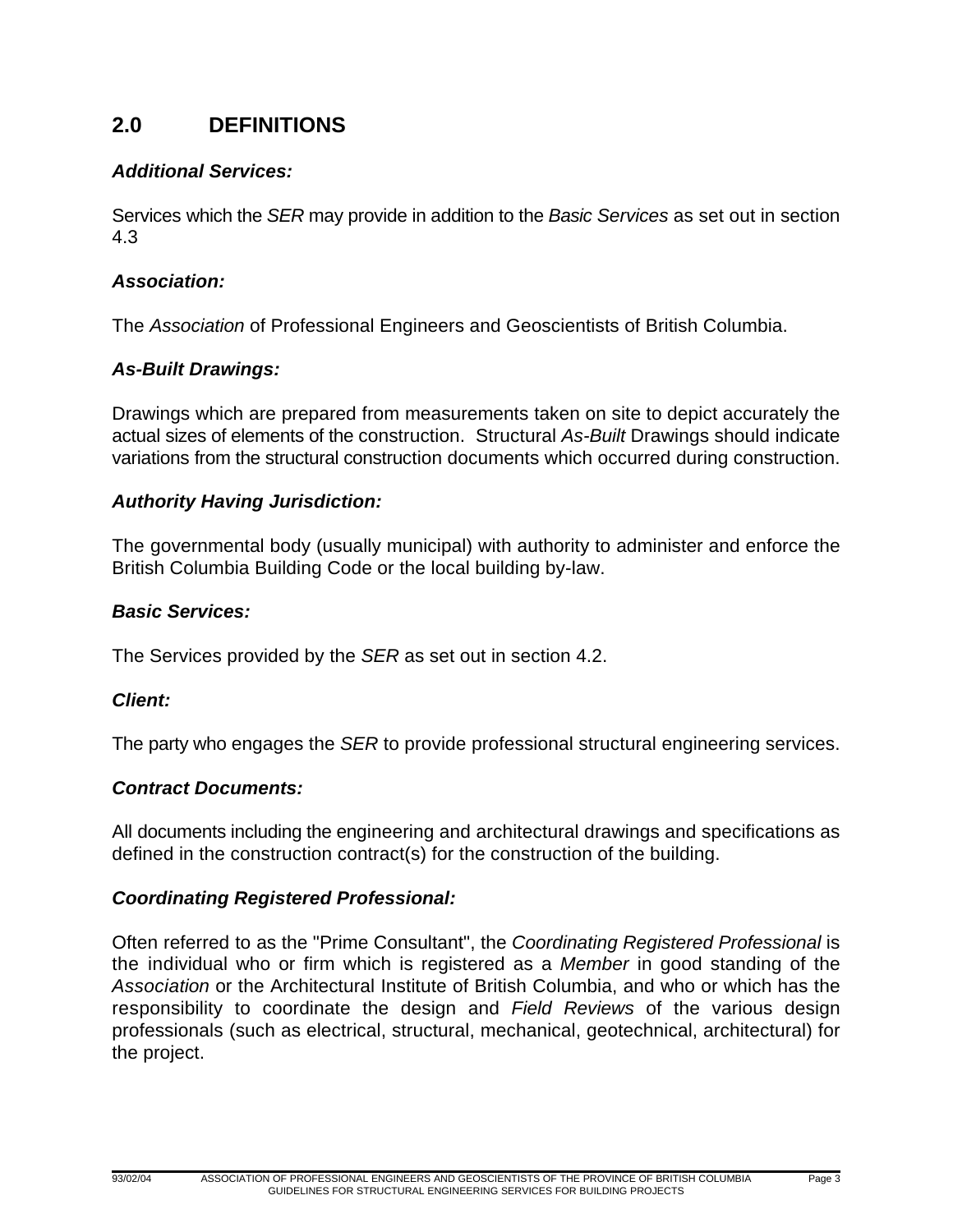## 2.0 DEFINITIONS

***Additional Services:***

Services which the *SER* may provide in addition to the *Basic Services* as set out in section 4.3

***Association:***

The *Association* of Professional Engineers and Geoscientists of British Columbia.

***As-Built Drawings:***

Drawings which are prepared from measurements taken on site to depict accurately the actual sizes of elements of the construction. Structural *As-Built* Drawings should indicate variations from the structural construction documents which occurred during construction.

***Authority Having Jurisdiction:***

The governmental body (usually municipal) with authority to administer and enforce the British Columbia Building Code or the local building by-law.

***Basic Services:***

The Services provided by the *SER* as set out in section 4.2.

***Client:***

The party who engages the *SER* to provide professional structural engineering services.

***Contract Documents:***

All documents including the engineering and architectural drawings and specifications as defined in the construction contract(s) for the construction of the building.

***Coordinating Registered Professional:***

Often referred to as the "Prime Consultant", the *Coordinating Registered Professional* is the individual who or firm which is registered as a *Member* in good standing of the *Association* or the Architectural Institute of British Columbia, and who or which has the responsibility to coordinate the design and *Field Reviews* of the various design professionals (such as electrical, structural, mechanical, geotechnical, architectural) for the project.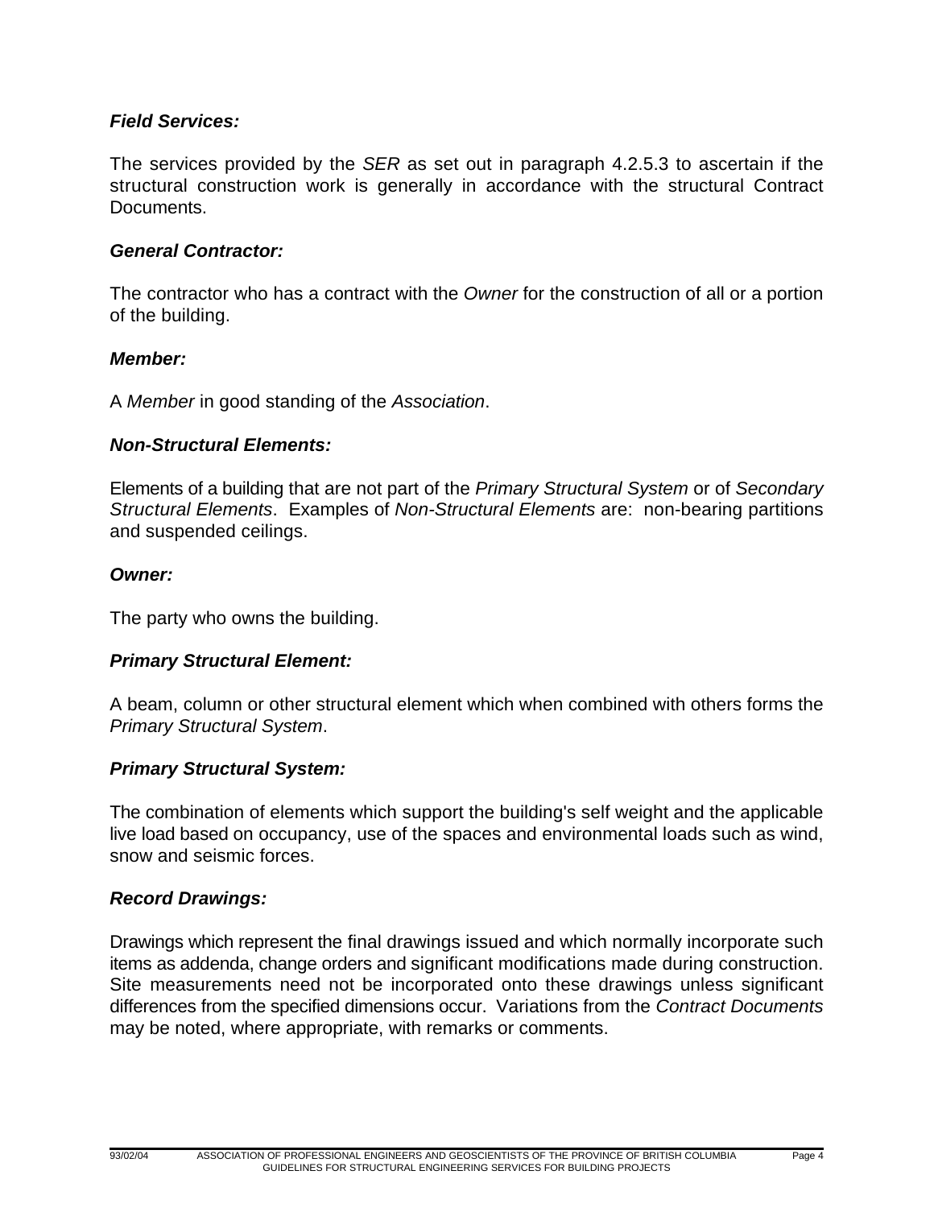***Field Services:***

The services provided by the *SER* as set out in paragraph 4.2.5.3 to ascertain if the structural construction work is generally in accordance with the structural Contract Documents.

***General Contractor:***

The contractor who has a contract with the *Owner* for the construction of all or a portion of the building.

***Member:***

A *Member* in good standing of the *Association*.

***Non-Structural Elements:***

Elements of a building that are not part of the *Primary Structural System* or of *Secondary Structural Elements*. Examples of *Non-Structural Elements* are: non-bearing partitions and suspended ceilings.

***Owner:***

The party who owns the building.

***Primary Structural Element:***

A beam, column or other structural element which when combined with others forms the *Primary Structural System*.

***Primary Structural System:***

The combination of elements which support the building's self weight and the applicable live load based on occupancy, use of the spaces and environmental loads such as wind, snow and seismic forces.

***Record Drawings:***

Drawings which represent the final drawings issued and which normally incorporate such items as addenda, change orders and significant modifications made during construction. Site measurements need not be incorporated onto these drawings unless significant differences from the specified dimensions occur. Variations from the *Contract Documents* may be noted, where appropriate, with remarks or comments.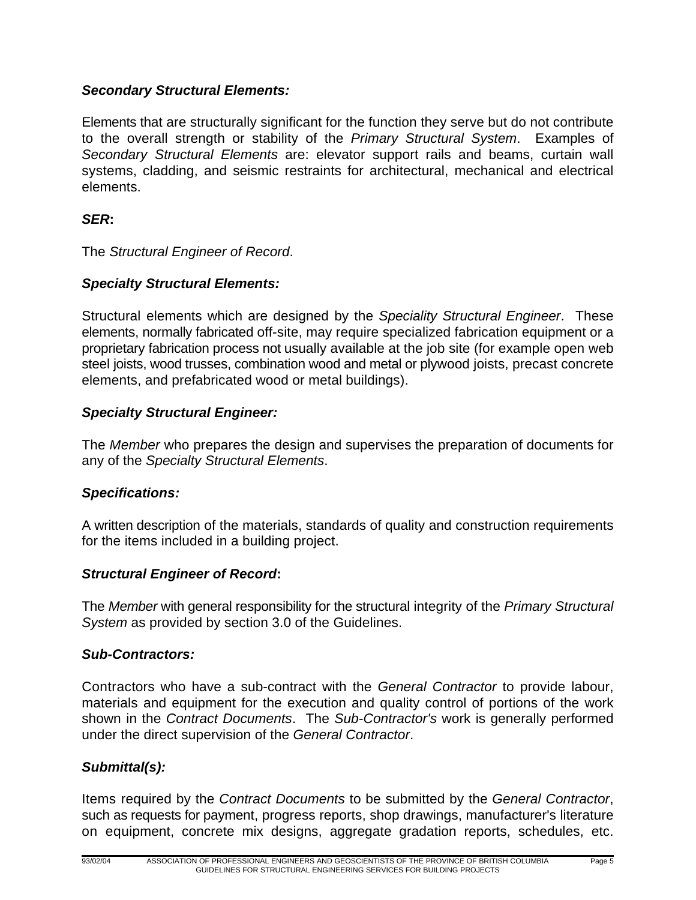***Secondary Structural Elements:***

Elements that are structurally significant for the function they serve but do not contribute to the overall strength or stability of the *Primary Structural System*. Examples of *Secondary Structural Elements* are: elevator support rails and beams, curtain wall systems, cladding, and seismic restraints for architectural, mechanical and electrical elements.

***SER*:**

The *Structural Engineer of Record*.

***Specialty Structural Elements:***

Structural elements which are designed by the *Speciality Structural Engineer*. These elements, normally fabricated off-site, may require specialized fabrication equipment or a proprietary fabrication process not usually available at the job site (for example open web steel joists, wood trusses, combination wood and metal or plywood joists, precast concrete elements, and prefabricated wood or metal buildings).

***Specialty Structural Engineer:***

The *Member* who prepares the design and supervises the preparation of documents for any of the *Specialty Structural Elements*.

***Specifications:***

A written description of the materials, standards of quality and construction requirements for the items included in a building project.

***Structural Engineer of Record*:**

The *Member* with general responsibility for the structural integrity of the *Primary Structural System* as provided by section 3.0 of the Guidelines.

***Sub-Contractors:***

Contractors who have a sub-contract with the *General Contractor* to provide labour, materials and equipment for the execution and quality control of portions of the work shown in the *Contract Documents*. The *Sub-Contractor's* work is generally performed under the direct supervision of the *General Contractor*.

***Submittal(s):***

Items required by the *Contract Documents* to be submitted by the *General Contractor*, such as requests for payment, progress reports, shop drawings, manufacturer's literature on equipment, concrete mix designs, aggregate gradation reports, schedules, etc.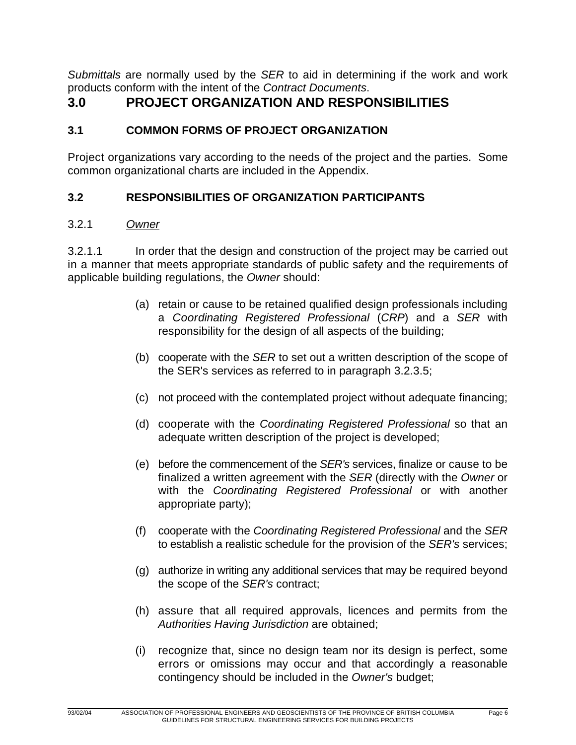*Submittals* are normally used by the *SER* to aid in determining if the work and work products conform with the intent of the *Contract Documents*.

# 3.0 PROJECT ORGANIZATION AND RESPONSIBILITIES

## 3.1 COMMON FORMS OF PROJECT ORGANIZATION

Project organizations vary according to the needs of the project and the parties. Some common organizational charts are included in the Appendix.

## 3.2 RESPONSIBILITIES OF ORGANIZATION PARTICIPANTS

### 3.2.1 <u>Owner</u>

3.2.1.1 In order that the design and construction of the project may be carried out in a manner that meets appropriate standards of public safety and the requirements of applicable building regulations, the *Owner* should:

(a) retain or cause to be retained qualified design professionals including a *Coordinating Registered Professional* (*CRP*) and a *SER* with responsibility for the design of all aspects of the building;

(b) cooperate with the *SER* to set out a written description of the scope of the SER's services as referred to in paragraph 3.2.3.5;

(c) not proceed with the contemplated project without adequate financing;

(d) cooperate with the *Coordinating Registered Professional* so that an adequate written description of the project is developed;

(e) before the commencement of the *SER's* services, finalize or cause to be finalized a written agreement with the *SER* (directly with the *Owner* or with the *Coordinating Registered Professional* or with another appropriate party);

(f) cooperate with the *Coordinating Registered Professional* and the *SER* to establish a realistic schedule for the provision of the *SER's* services;

(g) authorize in writing any additional services that may be required beyond the scope of the *SER's* contract;

(h) assure that all required approvals, licences and permits from the *Authorities Having Jurisdiction* are obtained;

(i) recognize that, since no design team nor its design is perfect, some errors or omissions may occur and that accordingly a reasonable contingency should be included in the *Owner's* budget;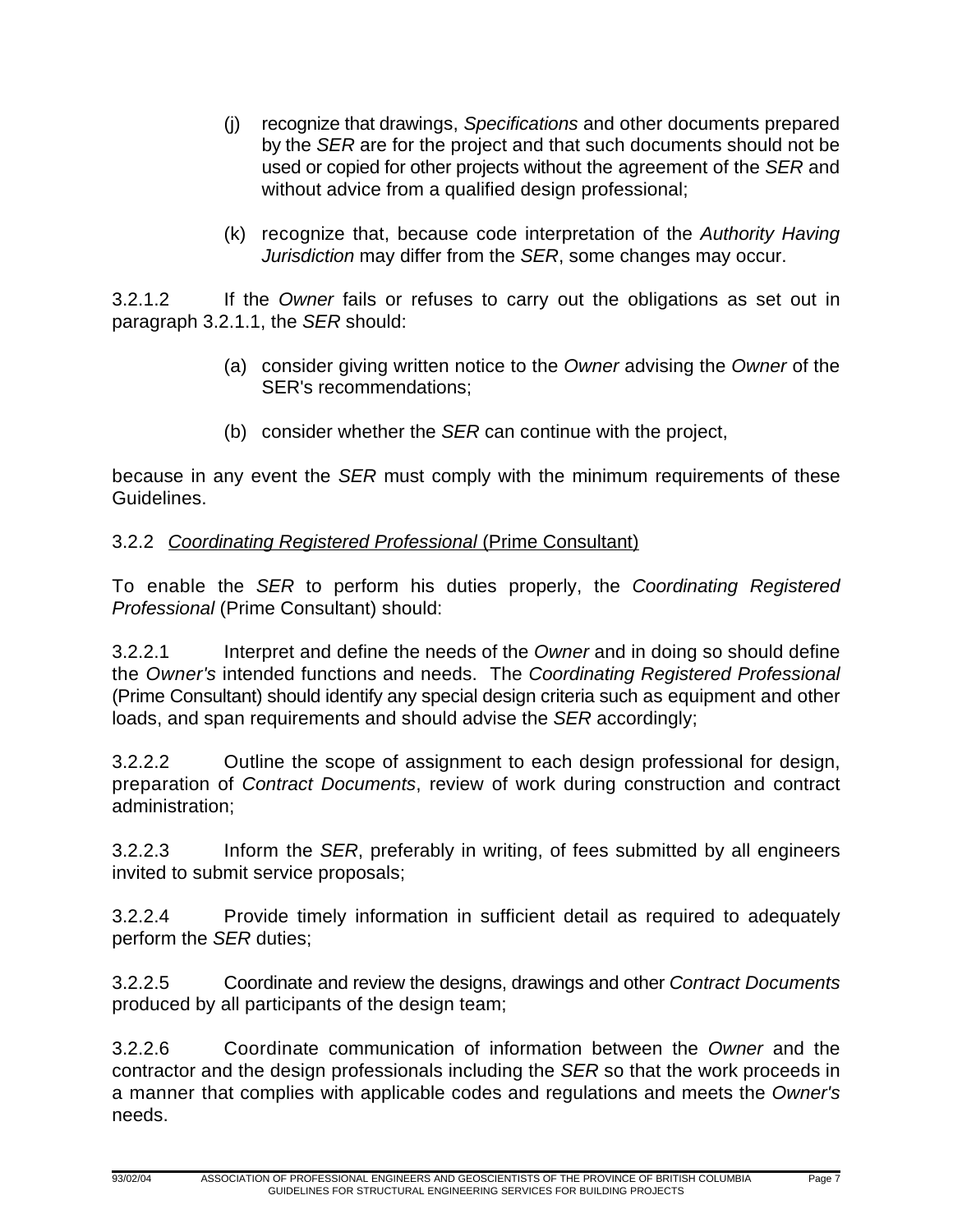(j) recognize that drawings, *Specifications* and other documents prepared by the *SER* are for the project and that such documents should not be used or copied for other projects without the agreement of the *SER* and without advice from a qualified design professional;

(k) recognize that, because code interpretation of the *Authority Having Jurisdiction* may differ from the *SER*, some changes may occur.

3.2.1.2 If the *Owner* fails or refuses to carry out the obligations as set out in paragraph 3.2.1.1, the *SER* should:

(a) consider giving written notice to the *Owner* advising the *Owner* of the SER's recommendations;

(b) consider whether the *SER* can continue with the project,

because in any event the *SER* must comply with the minimum requirements of these Guidelines.

### 3.2.2 *Coordinating Registered Professional* (Prime Consultant)

To enable the *SER* to perform his duties properly, the *Coordinating Registered Professional* (Prime Consultant) should:

3.2.2.1 Interpret and define the needs of the *Owner* and in doing so should define the *Owner's* intended functions and needs. The *Coordinating Registered Professional* (Prime Consultant) should identify any special design criteria such as equipment and other loads, and span requirements and should advise the *SER* accordingly;

3.2.2.2 Outline the scope of assignment to each design professional for design, preparation of *Contract Documents*, review of work during construction and contract administration;

3.2.2.3 Inform the *SER*, preferably in writing, of fees submitted by all engineers invited to submit service proposals;

3.2.2.4 Provide timely information in sufficient detail as required to adequately perform the *SER* duties;

3.2.2.5 Coordinate and review the designs, drawings and other *Contract Documents* produced by all participants of the design team;

3.2.2.6 Coordinate communication of information between the *Owner* and the contractor and the design professionals including the *SER* so that the work proceeds in a manner that complies with applicable codes and regulations and meets the *Owner's* needs.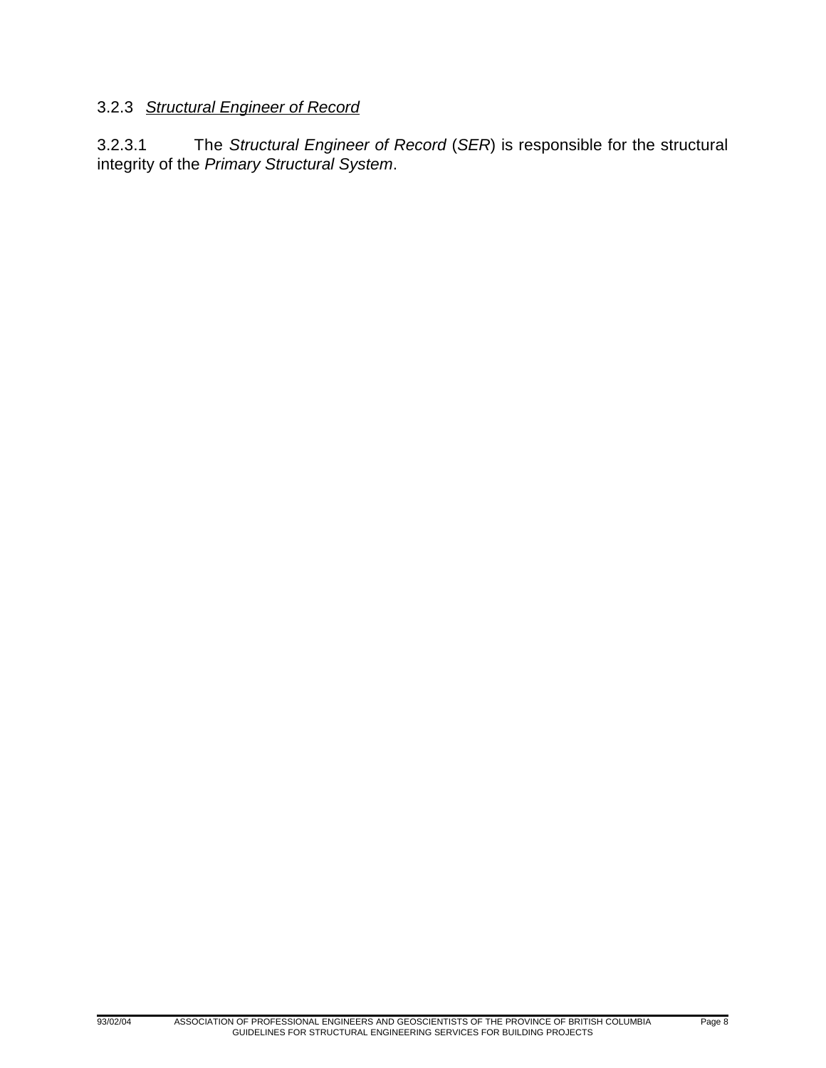### 3.2.3 *Structural Engineer of Record*

3.2.3.1 The *Structural Engineer of Record* (*SER*) is responsible for the structural integrity of the *Primary Structural System*.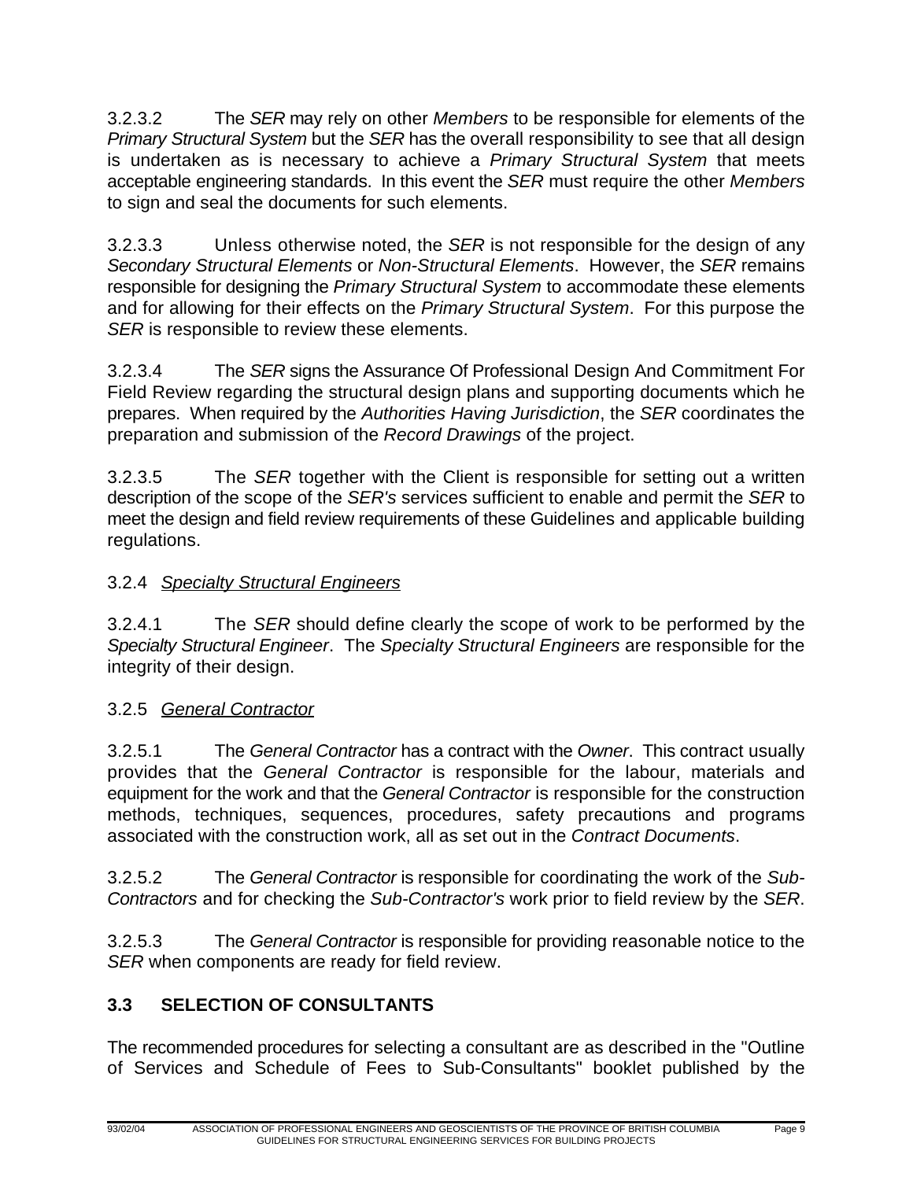3.2.3.2 The *SER* may rely on other *Members* to be responsible for elements of the *Primary Structural System* but the *SER* has the overall responsibility to see that all design is undertaken as is necessary to achieve a *Primary Structural System* that meets acceptable engineering standards. In this event the *SER* must require the other *Members* to sign and seal the documents for such elements.

3.2.3.3 Unless otherwise noted, the *SER* is not responsible for the design of any *Secondary Structural Elements* or *Non-Structural Elements*. However, the *SER* remains responsible for designing the *Primary Structural System* to accommodate these elements and for allowing for their effects on the *Primary Structural System*. For this purpose the *SER* is responsible to review these elements.

3.2.3.4 The *SER* signs the Assurance Of Professional Design And Commitment For Field Review regarding the structural design plans and supporting documents which he prepares. When required by the *Authorities Having Jurisdiction*, the *SER* coordinates the preparation and submission of the *Record Drawings* of the project.

3.2.3.5 The *SER* together with the Client is responsible for setting out a written description of the scope of the *SER's* services sufficient to enable and permit the *SER* to meet the design and field review requirements of these Guidelines and applicable building regulations.

### 3.2.4 *Specialty Structural Engineers*

3.2.4.1 The *SER* should define clearly the scope of work to be performed by the *Specialty Structural Engineer*. The *Specialty Structural Engineers* are responsible for the integrity of their design.

### 3.2.5 *General Contractor*

3.2.5.1 The *General Contractor* has a contract with the *Owner*. This contract usually provides that the *General Contractor* is responsible for the labour, materials and equipment for the work and that the *General Contractor* is responsible for the construction methods, techniques, sequences, procedures, safety precautions and programs associated with the construction work, all as set out in the *Contract Documents*.

3.2.5.2 The *General Contractor* is responsible for coordinating the work of the *Sub-Contractors* and for checking the *Sub-Contractor's* work prior to field review by the *SER*.

3.2.5.3 The *General Contractor* is responsible for providing reasonable notice to the *SER* when components are ready for field review.

## 3.3 SELECTION OF CONSULTANTS

The recommended procedures for selecting a consultant are as described in the "Outline of Services and Schedule of Fees to Sub-Consultants" booklet published by the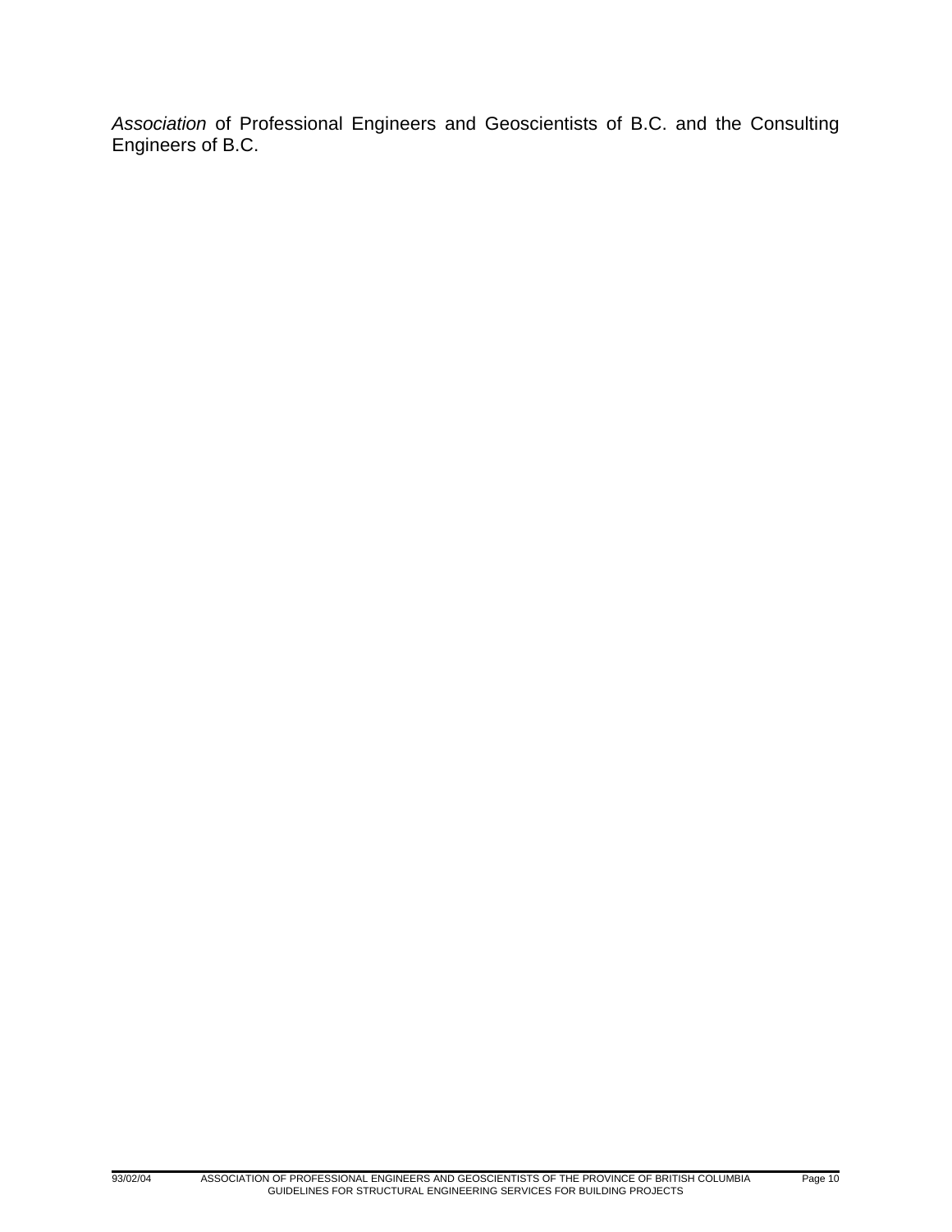*Association* of Professional Engineers and Geoscientists of B.C. and the Consulting Engineers of B.C.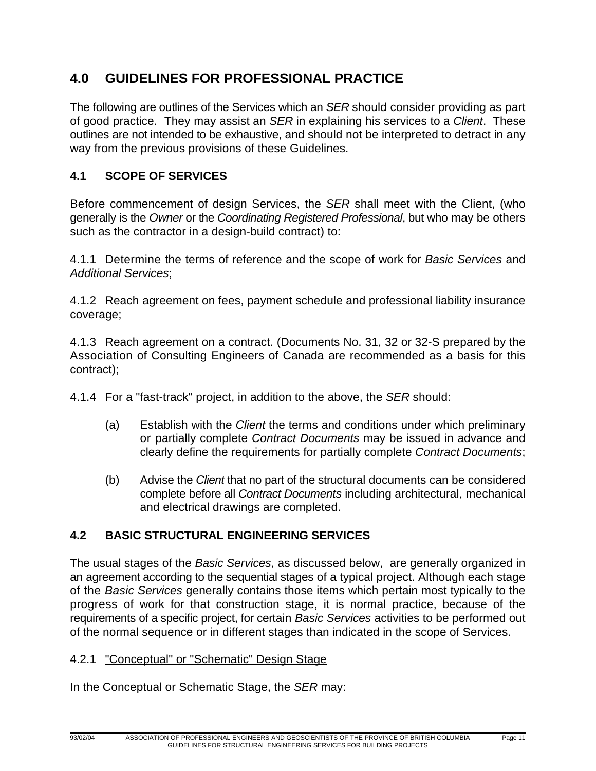## 4.0 GUIDELINES FOR PROFESSIONAL PRACTICE

The following are outlines of the Services which an *SER* should consider providing as part of good practice. They may assist an *SER* in explaining his services to a *Client*. These outlines are not intended to be exhaustive, and should not be interpreted to detract in any way from the previous provisions of these Guidelines.

### 4.1 SCOPE OF SERVICES

Before commencement of design Services, the *SER* shall meet with the Client, (who generally is the *Owner* or the *Coordinating Registered Professional*, but who may be others such as the contractor in a design-build contract) to:

4.1.1 Determine the terms of reference and the scope of work for *Basic Services* and *Additional Services*;

4.1.2 Reach agreement on fees, payment schedule and professional liability insurance coverage;

4.1.3 Reach agreement on a contract. (Documents No. 31, 32 or 32-S prepared by the Association of Consulting Engineers of Canada are recommended as a basis for this contract);

4.1.4 For a "fast-track" project, in addition to the above, the *SER* should:

(a) Establish with the *Client* the terms and conditions under which preliminary or partially complete *Contract Documents* may be issued in advance and clearly define the requirements for partially complete *Contract Documents*;

(b) Advise the *Client* that no part of the structural documents can be considered complete before all *Contract Documents* including architectural, mechanical and electrical drawings are completed.

### 4.2 BASIC STRUCTURAL ENGINEERING SERVICES

The usual stages of the *Basic Services*, as discussed below, are generally organized in an agreement according to the sequential stages of a typical project. Although each stage of the *Basic Services* generally contains those items which pertain most typically to the progress of work for that construction stage, it is normal practice, because of the requirements of a specific project, for certain *Basic Services* activities to be performed out of the normal sequence or in different stages than indicated in the scope of Services.

4.2.1 "Conceptual" or "Schematic" Design Stage

In the Conceptual or Schematic Stage, the *SER* may: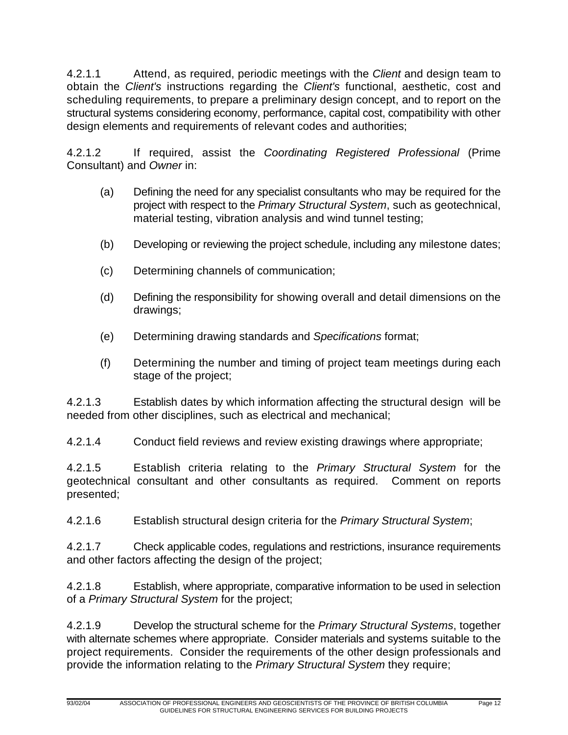4.2.1.1 Attend, as required, periodic meetings with the *Client* and design team to obtain the *Client's* instructions regarding the *Client's* functional, aesthetic, cost and scheduling requirements, to prepare a preliminary design concept, and to report on the structural systems considering economy, performance, capital cost, compatibility with other design elements and requirements of relevant codes and authorities;

4.2.1.2 If required, assist the *Coordinating Registered Professional* (Prime Consultant) and *Owner* in:

- (a) Defining the need for any specialist consultants who may be required for the project with respect to the *Primary Structural System*, such as geotechnical, material testing, vibration analysis and wind tunnel testing;
- (b) Developing or reviewing the project schedule, including any milestone dates;
- (c) Determining channels of communication;
- (d) Defining the responsibility for showing overall and detail dimensions on the drawings;
- (e) Determining drawing standards and *Specifications* format;
- (f) Determining the number and timing of project team meetings during each stage of the project;

4.2.1.3 Establish dates by which information affecting the structural design will be needed from other disciplines, such as electrical and mechanical;

4.2.1.4 Conduct field reviews and review existing drawings where appropriate;

4.2.1.5 Establish criteria relating to the *Primary Structural System* for the geotechnical consultant and other consultants as required. Comment on reports presented;

4.2.1.6 Establish structural design criteria for the *Primary Structural System*;

4.2.1.7 Check applicable codes, regulations and restrictions, insurance requirements and other factors affecting the design of the project;

4.2.1.8 Establish, where appropriate, comparative information to be used in selection of a *Primary Structural System* for the project;

4.2.1.9 Develop the structural scheme for the *Primary Structural Systems*, together with alternate schemes where appropriate. Consider materials and systems suitable to the project requirements. Consider the requirements of the other design professionals and provide the information relating to the *Primary Structural System* they require;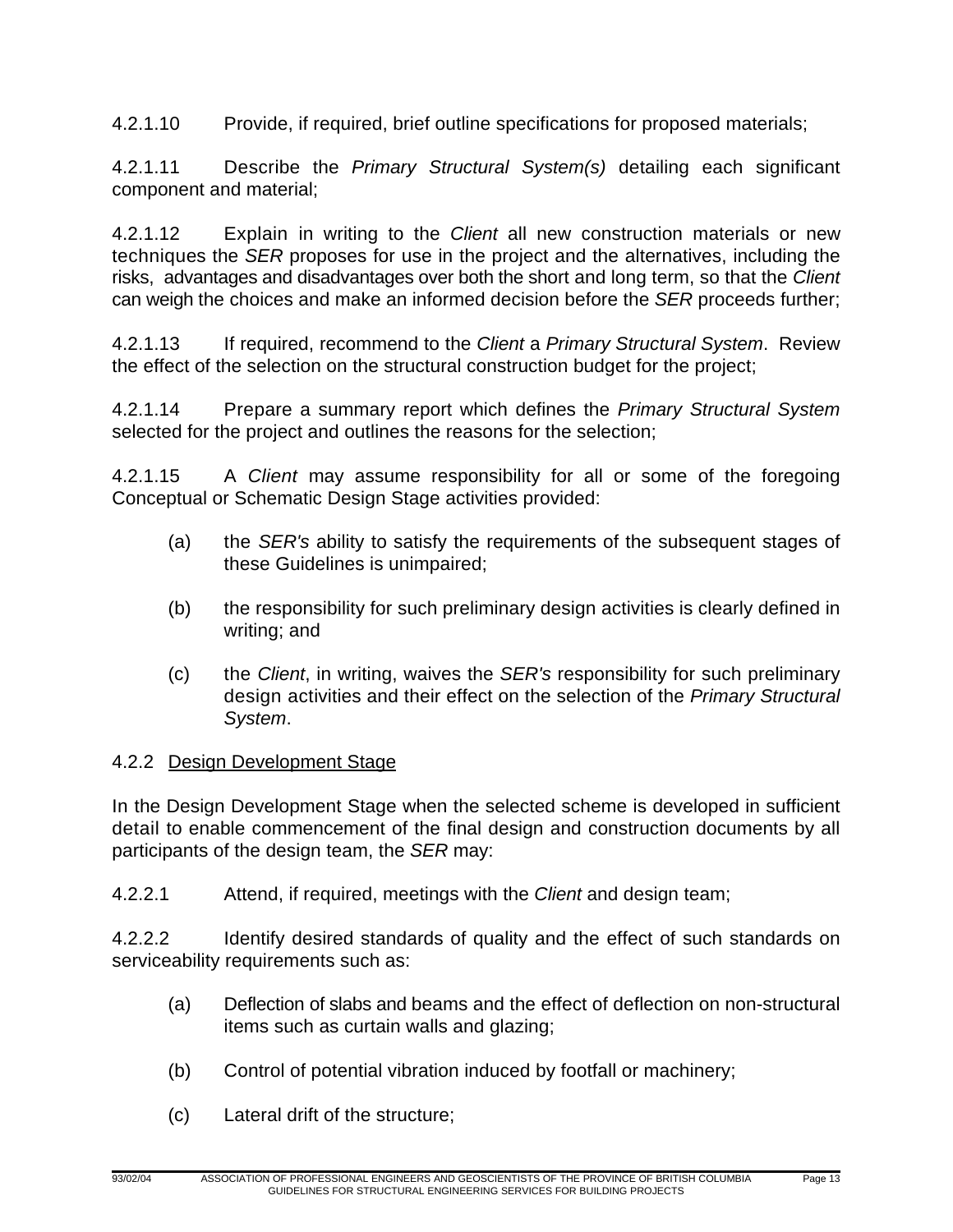4.2.1.10 Provide, if required, brief outline specifications for proposed materials;

4.2.1.11 Describe the *Primary Structural System(s)* detailing each significant component and material;

4.2.1.12 Explain in writing to the *Client* all new construction materials or new techniques the *SER* proposes for use in the project and the alternatives, including the risks, advantages and disadvantages over both the short and long term, so that the *Client* can weigh the choices and make an informed decision before the *SER* proceeds further;

4.2.1.13 If required, recommend to the *Client* a *Primary Structural System*. Review the effect of the selection on the structural construction budget for the project;

4.2.1.14 Prepare a summary report which defines the *Primary Structural System* selected for the project and outlines the reasons for the selection;

4.2.1.15 A *Client* may assume responsibility for all or some of the foregoing Conceptual or Schematic Design Stage activities provided:

(a) the *SER's* ability to satisfy the requirements of the subsequent stages of these Guidelines is unimpaired;

(b) the responsibility for such preliminary design activities is clearly defined in writing; and

(c) the *Client*, in writing, waives the *SER's* responsibility for such preliminary design activities and their effect on the selection of the *Primary Structural System*.

### 4.2.2 Design Development Stage

In the Design Development Stage when the selected scheme is developed in sufficient detail to enable commencement of the final design and construction documents by all participants of the design team, the *SER* may:

4.2.2.1 Attend, if required, meetings with the *Client* and design team;

4.2.2.2 Identify desired standards of quality and the effect of such standards on serviceability requirements such as:

(a) Deflection of slabs and beams and the effect of deflection on non-structural items such as curtain walls and glazing;

(b) Control of potential vibration induced by footfall or machinery;

(c) Lateral drift of the structure;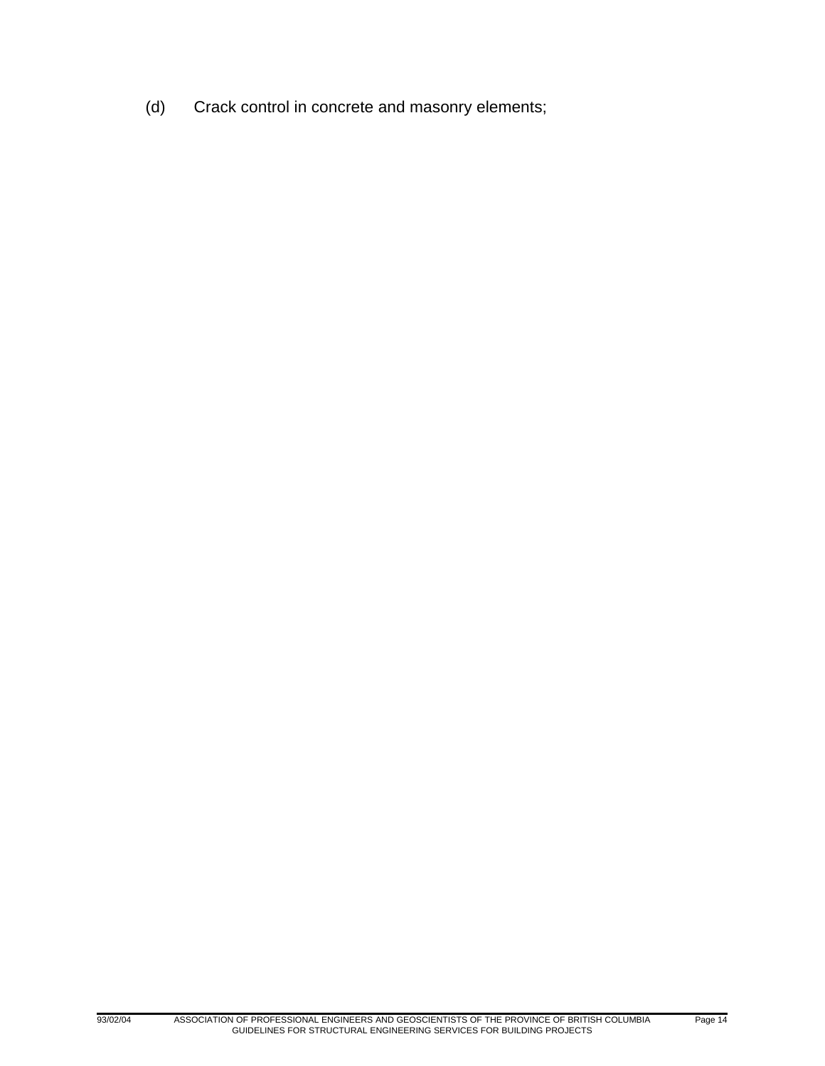(d) Crack control in concrete and masonry elements;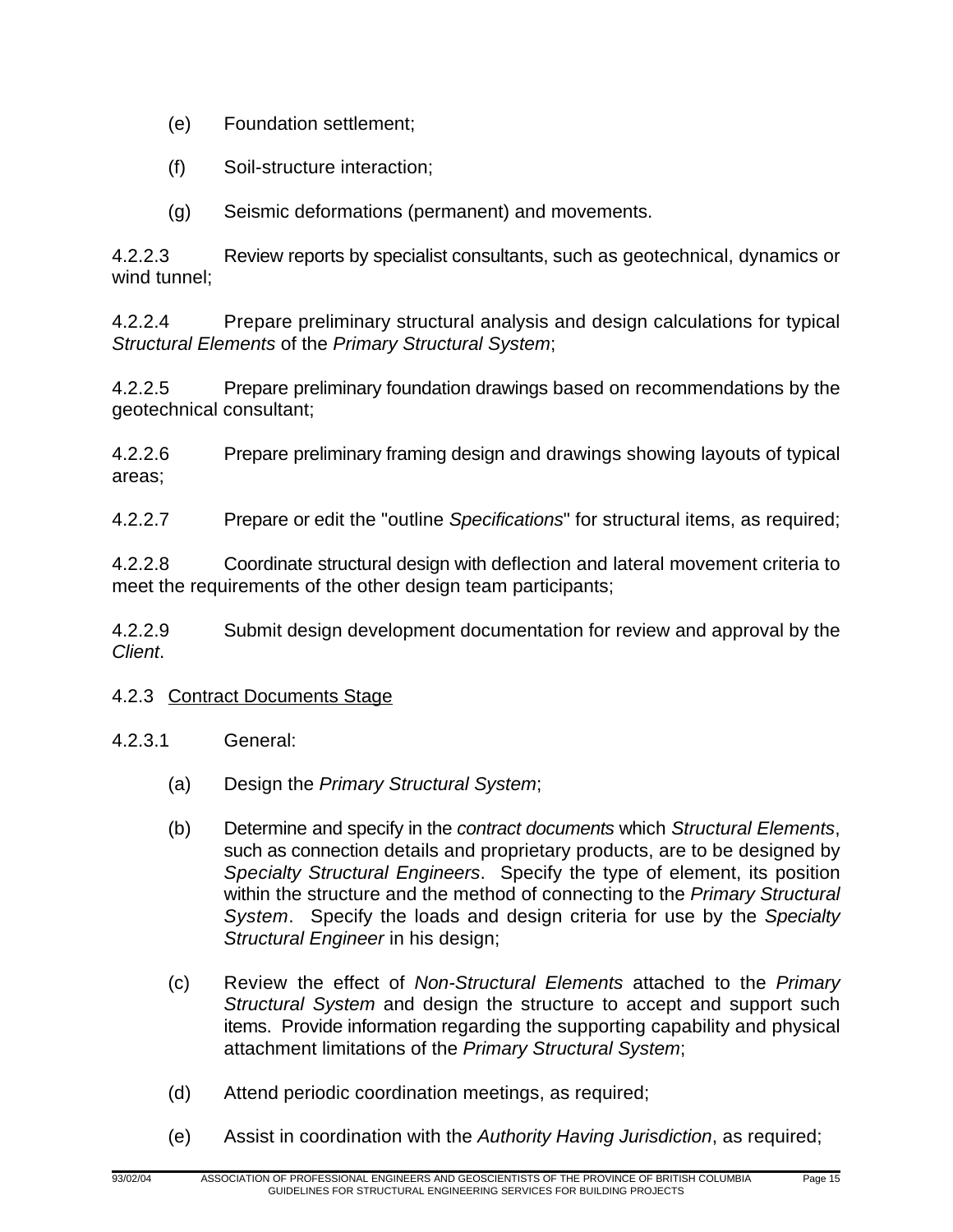(e) Foundation settlement;

(f) Soil-structure interaction;

(g) Seismic deformations (permanent) and movements.

4.2.2.3 Review reports by specialist consultants, such as geotechnical, dynamics or wind tunnel;

4.2.2.4 Prepare preliminary structural analysis and design calculations for typical *Structural Elements* of the *Primary Structural System*;

4.2.2.5 Prepare preliminary foundation drawings based on recommendations by the geotechnical consultant;

4.2.2.6 Prepare preliminary framing design and drawings showing layouts of typical areas;

4.2.2.7 Prepare or edit the "outline *Specifications*" for structural items, as required;

4.2.2.8 Coordinate structural design with deflection and lateral movement criteria to meet the requirements of the other design team participants;

4.2.2.9 Submit design development documentation for review and approval by the *Client*.

4.2.3 <u>Contract Documents Stage</u>

4.2.3.1 General:

(a) Design the *Primary Structural System*;

(b) Determine and specify in the *contract documents* which *Structural Elements*, such as connection details and proprietary products, are to be designed by *Specialty Structural Engineers*. Specify the type of element, its position within the structure and the method of connecting to the *Primary Structural System*. Specify the loads and design criteria for use by the *Specialty Structural Engineer* in his design;

(c) Review the effect of *Non-Structural Elements* attached to the *Primary Structural System* and design the structure to accept and support such items. Provide information regarding the supporting capability and physical attachment limitations of the *Primary Structural System*;

(d) Attend periodic coordination meetings, as required;

(e) Assist in coordination with the *Authority Having Jurisdiction*, as required;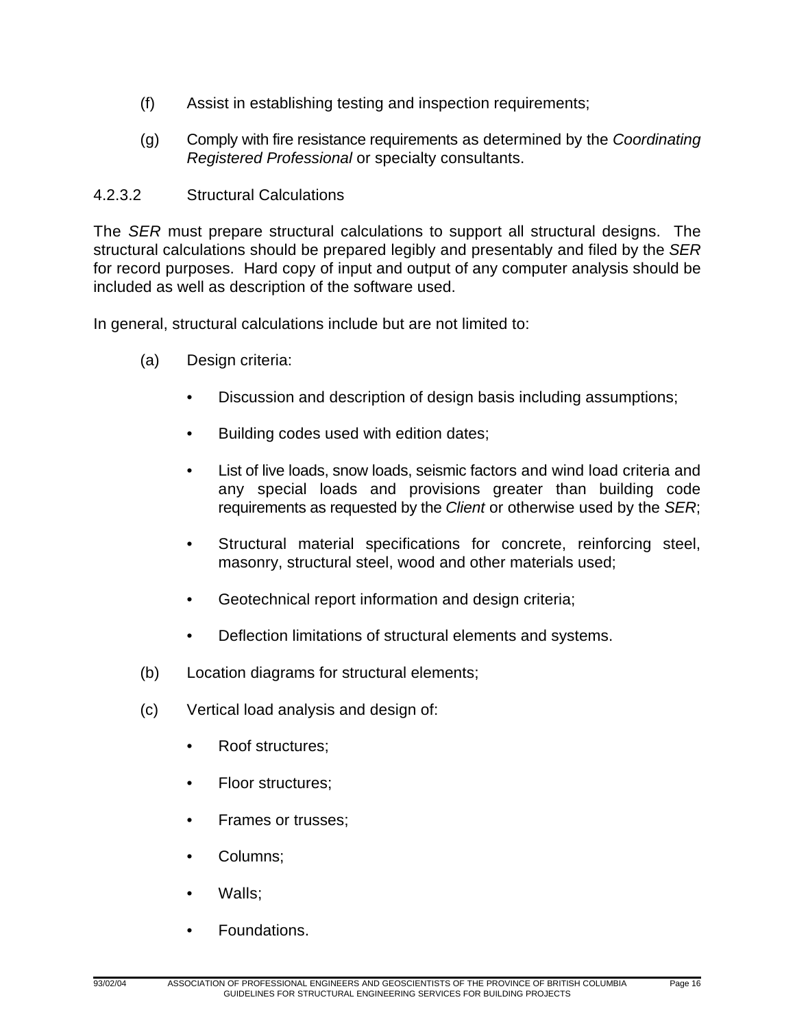(f) Assist in establishing testing and inspection requirements;

(g) Comply with fire resistance requirements as determined by the *Coordinating Registered Professional* or specialty consultants.

4.2.3.2 Structural Calculations

The *SER* must prepare structural calculations to support all structural designs. The structural calculations should be prepared legibly and presentably and filed by the *SER* for record purposes. Hard copy of input and output of any computer analysis should be included as well as description of the software used.

In general, structural calculations include but are not limited to:

(a) Design criteria:

- Discussion and description of design basis including assumptions;
- Building codes used with edition dates;
- List of live loads, snow loads, seismic factors and wind load criteria and any special loads and provisions greater than building code requirements as requested by the *Client* or otherwise used by the *SER*;
- Structural material specifications for concrete, reinforcing steel, masonry, structural steel, wood and other materials used;
- Geotechnical report information and design criteria;
- Deflection limitations of structural elements and systems.

(b) Location diagrams for structural elements;

(c) Vertical load analysis and design of:

- Roof structures;
- Floor structures;
- Frames or trusses;
- Columns;
- Walls;
- Foundations.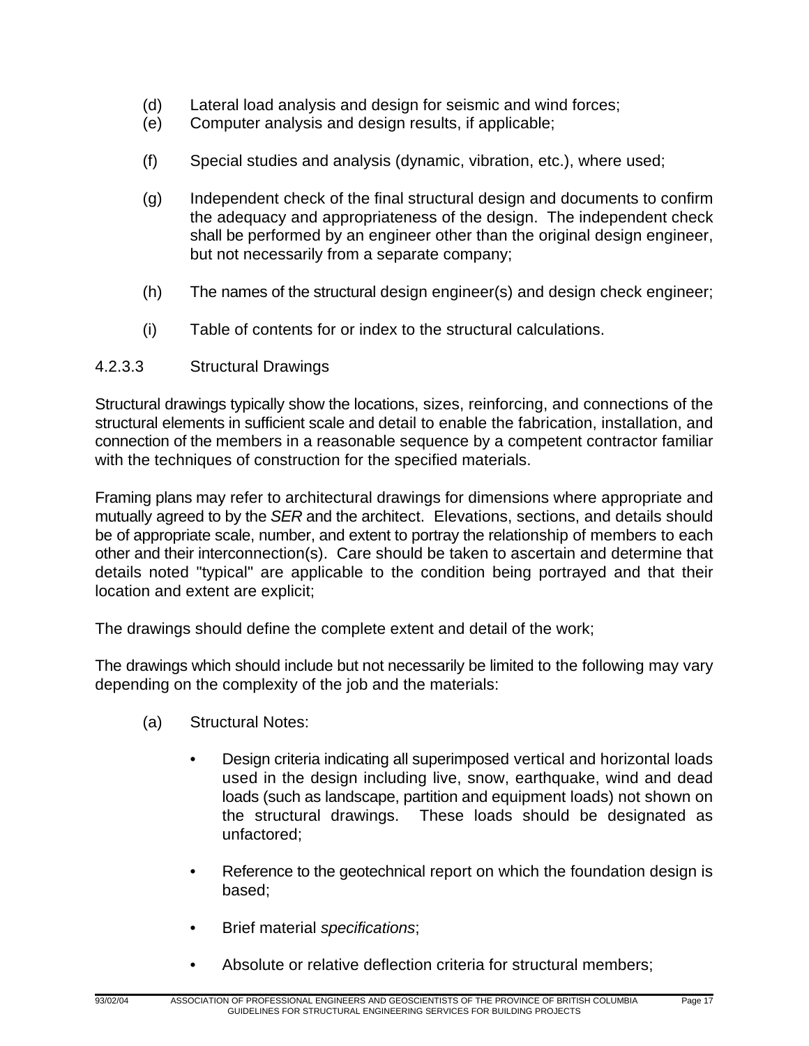(d) Lateral load analysis and design for seismic and wind forces;
(e) Computer analysis and design results, if applicable;

(f) Special studies and analysis (dynamic, vibration, etc.), where used;

(g) Independent check of the final structural design and documents to confirm the adequacy and appropriateness of the design. The independent check shall be performed by an engineer other than the original design engineer, but not necessarily from a separate company;

(h) The names of the structural design engineer(s) and design check engineer;

(i) Table of contents for or index to the structural calculations.

4.2.3.3 Structural Drawings

Structural drawings typically show the locations, sizes, reinforcing, and connections of the structural elements in sufficient scale and detail to enable the fabrication, installation, and connection of the members in a reasonable sequence by a competent contractor familiar with the techniques of construction for the specified materials.

Framing plans may refer to architectural drawings for dimensions where appropriate and mutually agreed to by the *SER* and the architect. Elevations, sections, and details should be of appropriate scale, number, and extent to portray the relationship of members to each other and their interconnection(s). Care should be taken to ascertain and determine that details noted "typical" are applicable to the condition being portrayed and that their location and extent are explicit;

The drawings should define the complete extent and detail of the work;

The drawings which should include but not necessarily be limited to the following may vary depending on the complexity of the job and the materials:

(a) Structural Notes:

- Design criteria indicating all superimposed vertical and horizontal loads used in the design including live, snow, earthquake, wind and dead loads (such as landscape, partition and equipment loads) not shown on the structural drawings. These loads should be designated as unfactored;

- Reference to the geotechnical report on which the foundation design is based;

- Brief material *specifications*;

- Absolute or relative deflection criteria for structural members;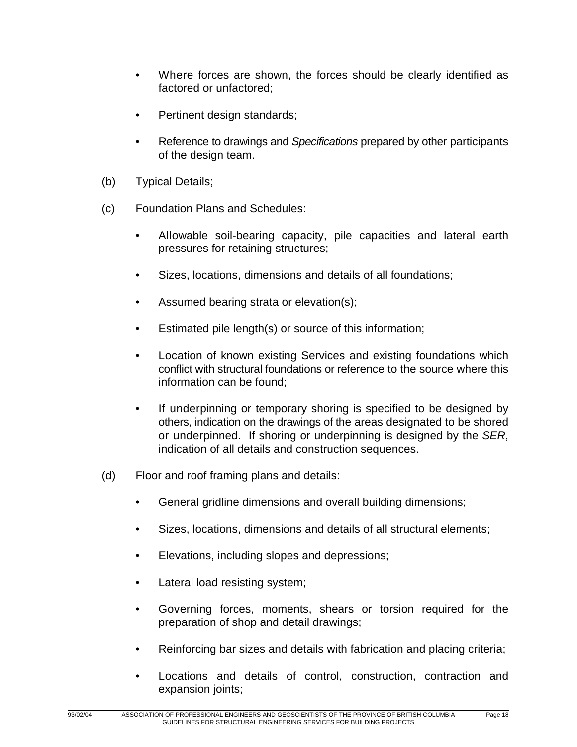- Where forces are shown, the forces should be clearly identified as factored or unfactored;
- Pertinent design standards;
- Reference to drawings and *Specifications* prepared by other participants of the design team.

(b) Typical Details;

(c) Foundation Plans and Schedules:

- Allowable soil-bearing capacity, pile capacities and lateral earth pressures for retaining structures;
- Sizes, locations, dimensions and details of all foundations;
- Assumed bearing strata or elevation(s);
- Estimated pile length(s) or source of this information;
- Location of known existing Services and existing foundations which conflict with structural foundations or reference to the source where this information can be found;
- If underpinning or temporary shoring is specified to be designed by others, indication on the drawings of the areas designated to be shored or underpinned. If shoring or underpinning is designed by the *SER*, indication of all details and construction sequences.

(d) Floor and roof framing plans and details:

- General gridline dimensions and overall building dimensions;
- Sizes, locations, dimensions and details of all structural elements;
- Elevations, including slopes and depressions;
- Lateral load resisting system;
- Governing forces, moments, shears or torsion required for the preparation of shop and detail drawings;
- Reinforcing bar sizes and details with fabrication and placing criteria;
- Locations and details of control, construction, contraction and expansion joints;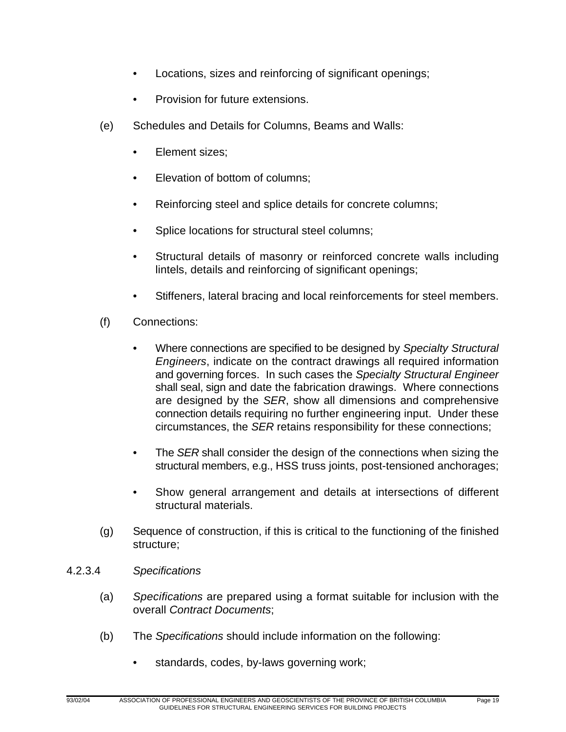- Locations, sizes and reinforcing of significant openings;
- Provision for future extensions.

(e) Schedules and Details for Columns, Beams and Walls:

- Element sizes;
- Elevation of bottom of columns;
- Reinforcing steel and splice details for concrete columns;
- Splice locations for structural steel columns;
- Structural details of masonry or reinforced concrete walls including lintels, details and reinforcing of significant openings;
- Stiffeners, lateral bracing and local reinforcements for steel members.

(f) Connections:

- Where connections are specified to be designed by *Specialty Structural Engineers*, indicate on the contract drawings all required information and governing forces. In such cases the *Specialty Structural Engineer* shall seal, sign and date the fabrication drawings. Where connections are designed by the *SER*, show all dimensions and comprehensive connection details requiring no further engineering input. Under these circumstances, the *SER* retains responsibility for these connections;
- The *SER* shall consider the design of the connections when sizing the structural members, e.g., HSS truss joints, post-tensioned anchorages;
- Show general arrangement and details at intersections of different structural materials.

(g) Sequence of construction, if this is critical to the functioning of the finished structure;

4.2.3.4 *Specifications*

(a) *Specifications* are prepared using a format suitable for inclusion with the overall *Contract Documents*;

(b) The *Specifications* should include information on the following:

- standards, codes, by-laws governing work;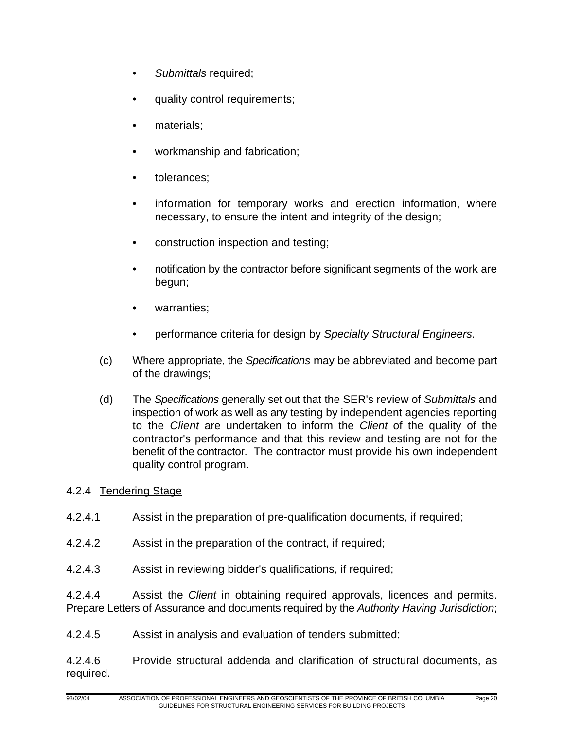- *Submittals* required;
- quality control requirements;
- materials;
- workmanship and fabrication;
- tolerances;
- information for temporary works and erection information, where necessary, to ensure the intent and integrity of the design;
- construction inspection and testing;
- notification by the contractor before significant segments of the work are begun;
- warranties;
- performance criteria for design by *Specialty Structural Engineers*.

(c) Where appropriate, the *Specifications* may be abbreviated and become part of the drawings;

(d) The *Specifications* generally set out that the SER's review of *Submittals* and inspection of work as well as any testing by independent agencies reporting to the *Client* are undertaken to inform the *Client* of the quality of the contractor's performance and that this review and testing are not for the benefit of the contractor. The contractor must provide his own independent quality control program.

4.2.4 Tendering Stage

4.2.4.1 Assist in the preparation of pre-qualification documents, if required;

4.2.4.2 Assist in the preparation of the contract, if required;

4.2.4.3 Assist in reviewing bidder's qualifications, if required;

4.2.4.4 Assist the *Client* in obtaining required approvals, licences and permits. Prepare Letters of Assurance and documents required by the *Authority Having Jurisdiction*;

4.2.4.5 Assist in analysis and evaluation of tenders submitted;

4.2.4.6 Provide structural addenda and clarification of structural documents, as required.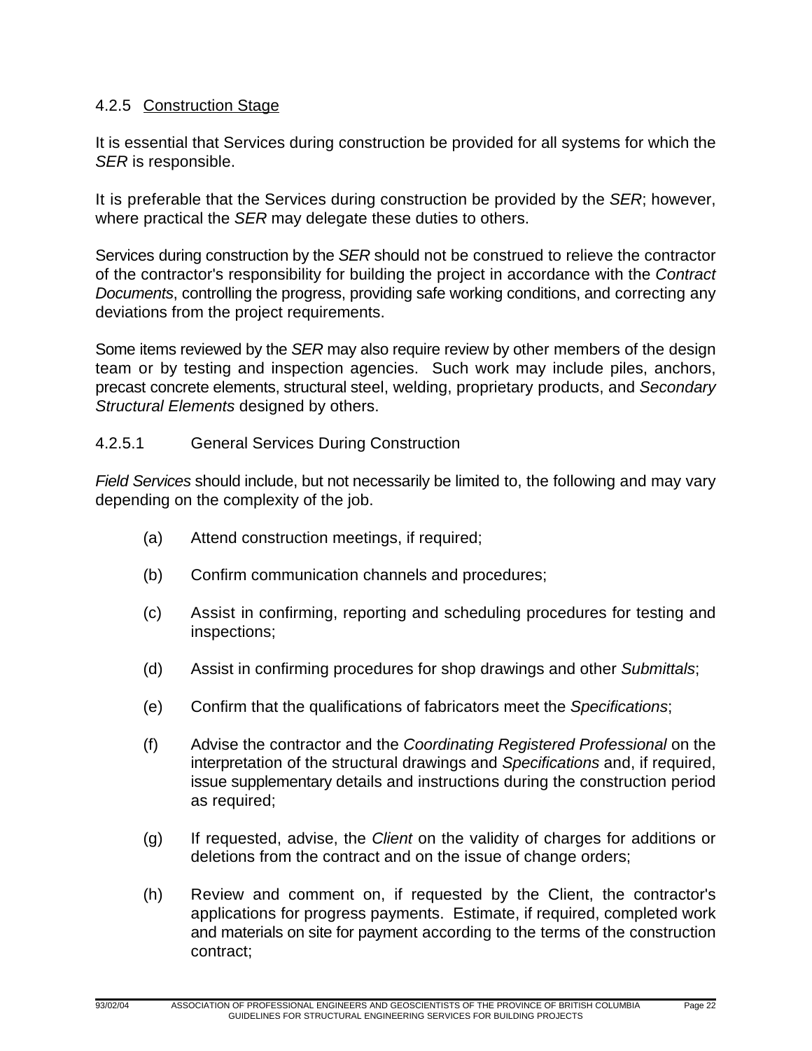### 4.2.5 Construction Stage

It is essential that Services during construction be provided for all systems for which the *SER* is responsible.

It is preferable that the Services during construction be provided by the *SER*; however, where practical the *SER* may delegate these duties to others.

Services during construction by the *SER* should not be construed to relieve the contractor of the contractor's responsibility for building the project in accordance with the *Contract Documents*, controlling the progress, providing safe working conditions, and correcting any deviations from the project requirements.

Some items reviewed by the *SER* may also require review by other members of the design team or by testing and inspection agencies. Such work may include piles, anchors, precast concrete elements, structural steel, welding, proprietary products, and *Secondary Structural Elements* designed by others.

#### 4.2.5.1 General Services During Construction

*Field Services* should include, but not necessarily be limited to, the following and may vary depending on the complexity of the job.

(a) Attend construction meetings, if required;

(b) Confirm communication channels and procedures;

(c) Assist in confirming, reporting and scheduling procedures for testing and inspections;

(d) Assist in confirming procedures for shop drawings and other *Submittals*;

(e) Confirm that the qualifications of fabricators meet the *Specifications*;

(f) Advise the contractor and the *Coordinating Registered Professional* on the interpretation of the structural drawings and *Specifications* and, if required, issue supplementary details and instructions during the construction period as required;

(g) If requested, advise, the *Client* on the validity of charges for additions or deletions from the contract and on the issue of change orders;

(h) Review and comment on, if requested by the Client, the contractor's applications for progress payments. Estimate, if required, completed work and materials on site for payment according to the terms of the construction contract;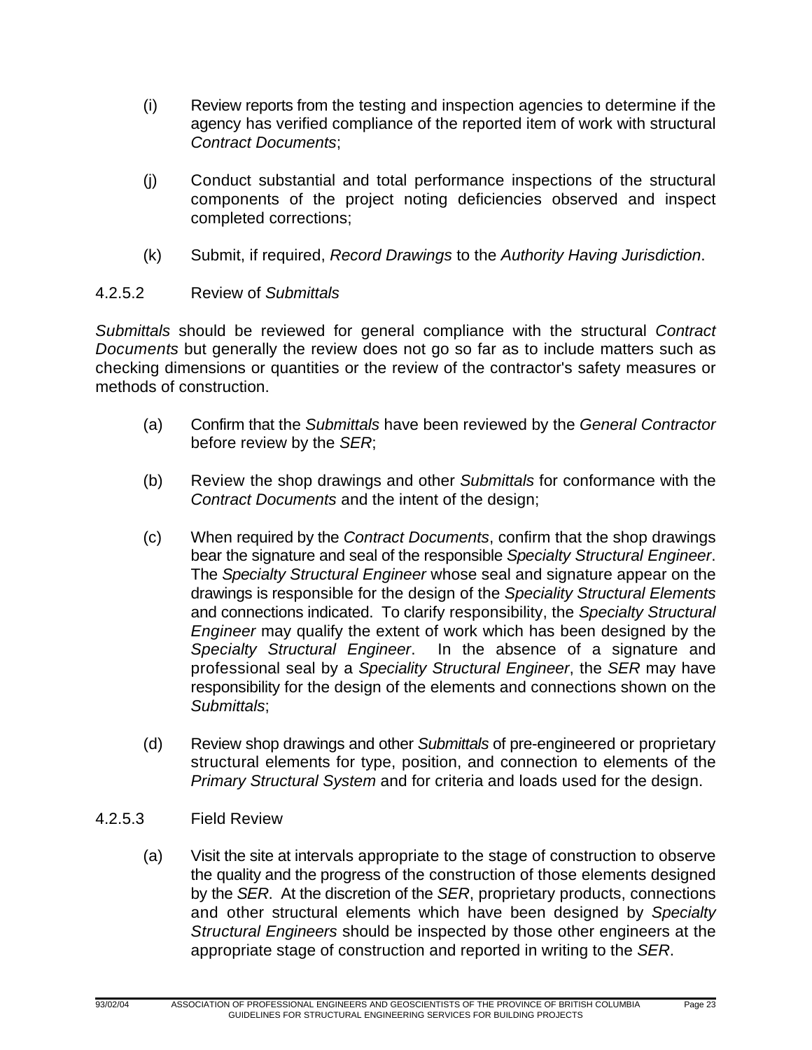(i) Review reports from the testing and inspection agencies to determine if the agency has verified compliance of the reported item of work with structural *Contract Documents*;

(j) Conduct substantial and total performance inspections of the structural components of the project noting deficiencies observed and inspect completed corrections;

(k) Submit, if required, *Record Drawings* to the *Authority Having Jurisdiction*.

#### 4.2.5.2 Review of *Submittals*

*Submittals* should be reviewed for general compliance with the structural *Contract Documents* but generally the review does not go so far as to include matters such as checking dimensions or quantities or the review of the contractor's safety measures or methods of construction.

(a) Confirm that the *Submittals* have been reviewed by the *General Contractor* before review by the *SER*;

(b) Review the shop drawings and other *Submittals* for conformance with the *Contract Documents* and the intent of the design;

(c) When required by the *Contract Documents*, confirm that the shop drawings bear the signature and seal of the responsible *Specialty Structural Engineer*. The *Specialty Structural Engineer* whose seal and signature appear on the drawings is responsible for the design of the *Speciality Structural Elements* and connections indicated. To clarify responsibility, the *Specialty Structural Engineer* may qualify the extent of work which has been designed by the *Specialty Structural Engineer*. In the absence of a signature and professional seal by a *Speciality Structural Engineer*, the *SER* may have responsibility for the design of the elements and connections shown on the *Submittals*;

(d) Review shop drawings and other *Submittals* of pre-engineered or proprietary structural elements for type, position, and connection to elements of the *Primary Structural System* and for criteria and loads used for the design.

#### 4.2.5.3 Field Review

(a) Visit the site at intervals appropriate to the stage of construction to observe the quality and the progress of the construction of those elements designed by the *SER*. At the discretion of the *SER*, proprietary products, connections and other structural elements which have been designed by *Specialty Structural Engineers* should be inspected by those other engineers at the appropriate stage of construction and reported in writing to the *SER*.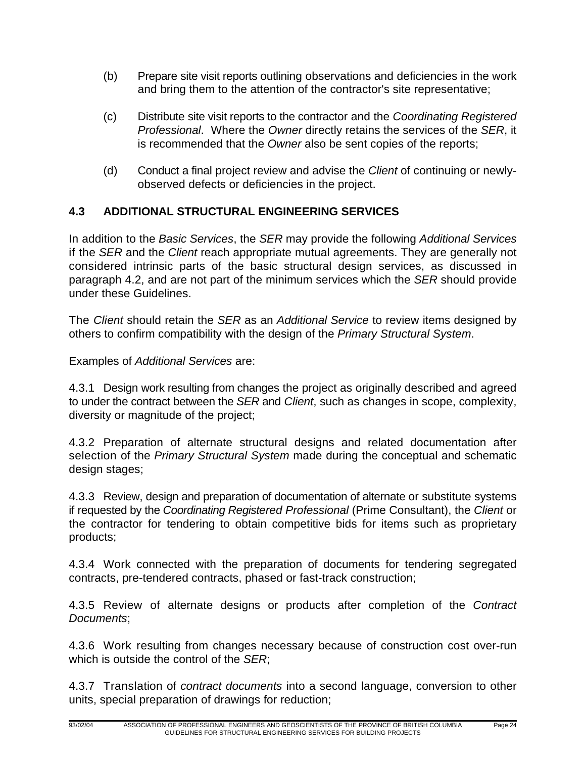(b) Prepare site visit reports outlining observations and deficiencies in the work and bring them to the attention of the contractor's site representative;

(c) Distribute site visit reports to the contractor and the *Coordinating Registered Professional*. Where the *Owner* directly retains the services of the *SER*, it is recommended that the *Owner* also be sent copies of the reports;

(d) Conduct a final project review and advise the *Client* of continuing or newly-observed defects or deficiencies in the project.

## 4.3 ADDITIONAL STRUCTURAL ENGINEERING SERVICES

In addition to the *Basic Services*, the *SER* may provide the following *Additional Services* if the *SER* and the *Client* reach appropriate mutual agreements. They are generally not considered intrinsic parts of the basic structural design services, as discussed in paragraph 4.2, and are not part of the minimum services which the *SER* should provide under these Guidelines.

The *Client* should retain the *SER* as an *Additional Service* to review items designed by others to confirm compatibility with the design of the *Primary Structural System*.

Examples of *Additional Services* are:

4.3.1 Design work resulting from changes the project as originally described and agreed to under the contract between the *SER* and *Client*, such as changes in scope, complexity, diversity or magnitude of the project;

4.3.2 Preparation of alternate structural designs and related documentation after selection of the *Primary Structural System* made during the conceptual and schematic design stages;

4.3.3 Review, design and preparation of documentation of alternate or substitute systems if requested by the *Coordinating Registered Professional* (Prime Consultant), the *Client* or the contractor for tendering to obtain competitive bids for items such as proprietary products;

4.3.4 Work connected with the preparation of documents for tendering segregated contracts, pre-tendered contracts, phased or fast-track construction;

4.3.5 Review of alternate designs or products after completion of the *Contract Documents*;

4.3.6 Work resulting from changes necessary because of construction cost over-run which is outside the control of the *SER*;

4.3.7 Translation of *contract documents* into a second language, conversion to other units, special preparation of drawings for reduction;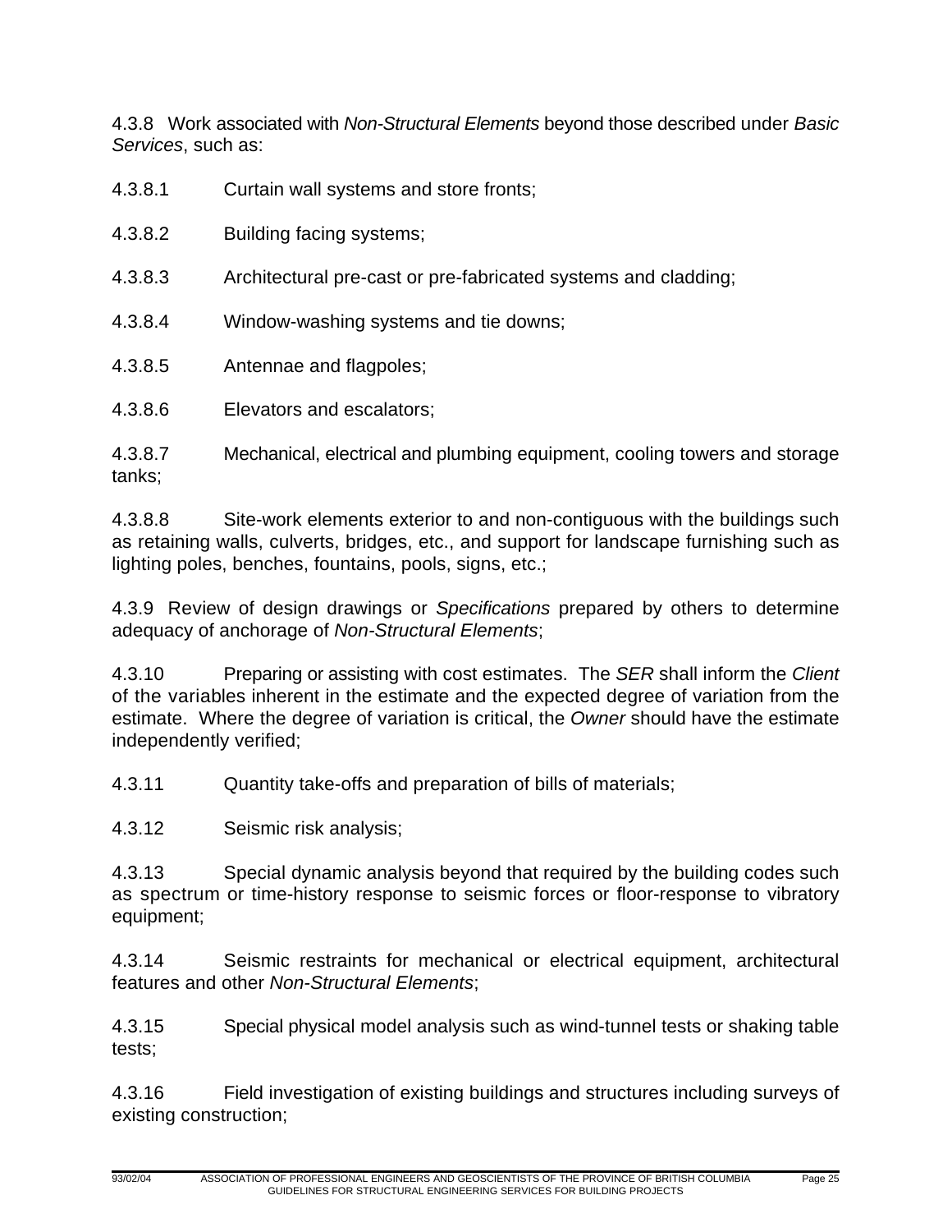4.3.8 Work associated with *Non-Structural Elements* beyond those described under *Basic Services*, such as:

4.3.8.1 Curtain wall systems and store fronts;

4.3.8.2 Building facing systems;

4.3.8.3 Architectural pre-cast or pre-fabricated systems and cladding;

4.3.8.4 Window-washing systems and tie downs;

4.3.8.5 Antennae and flagpoles;

4.3.8.6 Elevators and escalators;

4.3.8.7 Mechanical, electrical and plumbing equipment, cooling towers and storage tanks;

4.3.8.8 Site-work elements exterior to and non-contiguous with the buildings such as retaining walls, culverts, bridges, etc., and support for landscape furnishing such as lighting poles, benches, fountains, pools, signs, etc.;

4.3.9 Review of design drawings or *Specifications* prepared by others to determine adequacy of anchorage of *Non-Structural Elements*;

4.3.10 Preparing or assisting with cost estimates. The *SER* shall inform the *Client* of the variables inherent in the estimate and the expected degree of variation from the estimate. Where the degree of variation is critical, the *Owner* should have the estimate independently verified;

4.3.11 Quantity take-offs and preparation of bills of materials;

4.3.12 Seismic risk analysis;

4.3.13 Special dynamic analysis beyond that required by the building codes such as spectrum or time-history response to seismic forces or floor-response to vibratory equipment;

4.3.14 Seismic restraints for mechanical or electrical equipment, architectural features and other *Non-Structural Elements*;

4.3.15 Special physical model analysis such as wind-tunnel tests or shaking table tests;

4.3.16 Field investigation of existing buildings and structures including surveys of existing construction;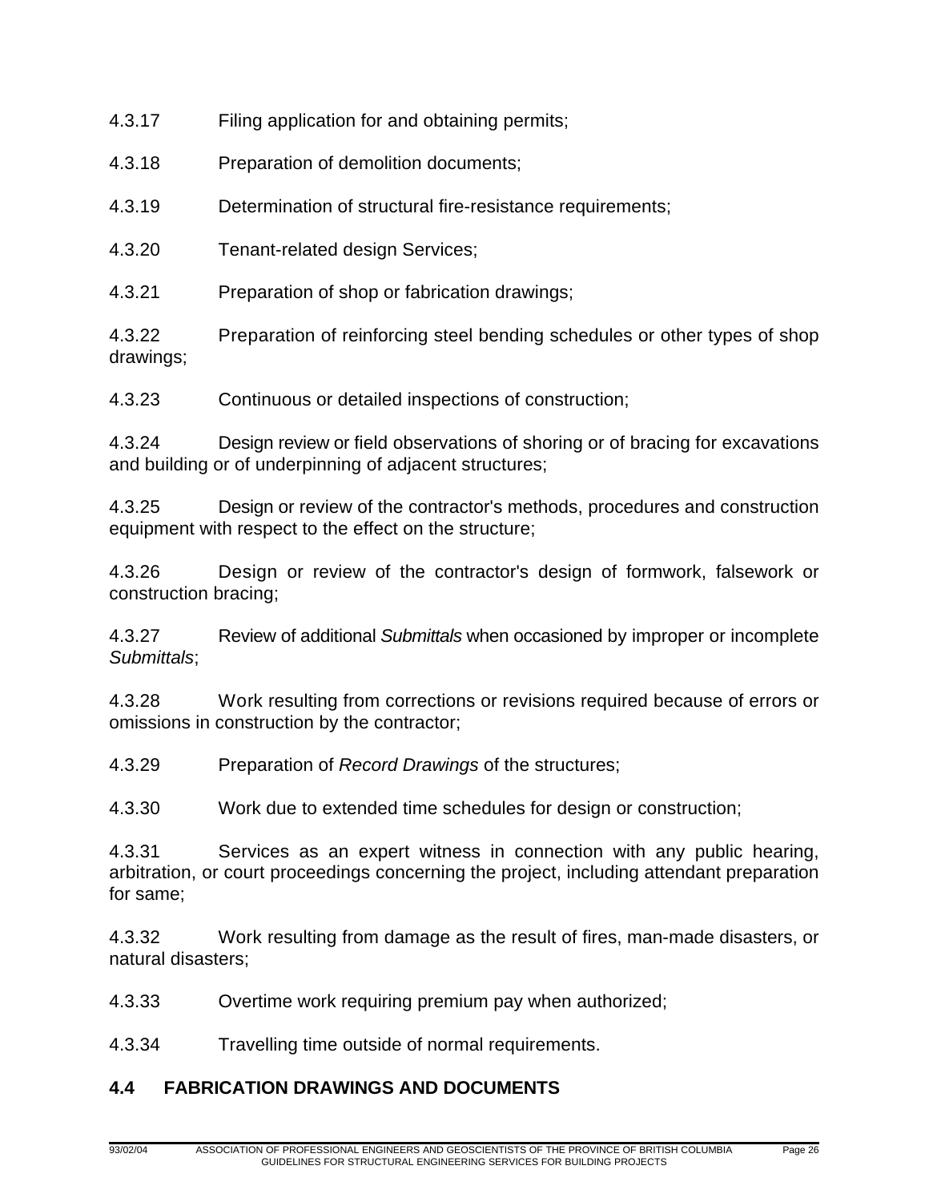4.3.17 Filing application for and obtaining permits;

4.3.18 Preparation of demolition documents;

4.3.19 Determination of structural fire-resistance requirements;

4.3.20 Tenant-related design Services;

4.3.21 Preparation of shop or fabrication drawings;

4.3.22 Preparation of reinforcing steel bending schedules or other types of shop drawings;

4.3.23 Continuous or detailed inspections of construction;

4.3.24 Design review or field observations of shoring or of bracing for excavations and building or of underpinning of adjacent structures;

4.3.25 Design or review of the contractor's methods, procedures and construction equipment with respect to the effect on the structure;

4.3.26 Design or review of the contractor's design of formwork, falsework or construction bracing;

4.3.27 Review of additional *Submittals* when occasioned by improper or incomplete *Submittals*;

4.3.28 Work resulting from corrections or revisions required because of errors or omissions in construction by the contractor;

4.3.29 Preparation of *Record Drawings* of the structures;

4.3.30 Work due to extended time schedules for design or construction;

4.3.31 Services as an expert witness in connection with any public hearing, arbitration, or court proceedings concerning the project, including attendant preparation for same;

4.3.32 Work resulting from damage as the result of fires, man-made disasters, or natural disasters;

4.3.33 Overtime work requiring premium pay when authorized;

4.3.34 Travelling time outside of normal requirements.

## 4.4 FABRICATION DRAWINGS AND DOCUMENTS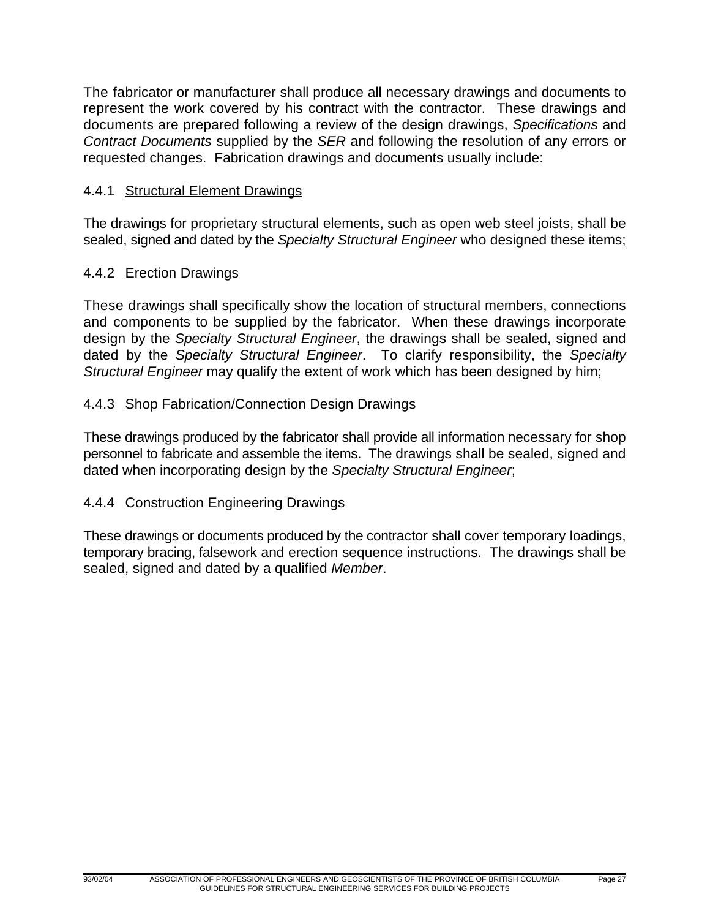The fabricator or manufacturer shall produce all necessary drawings and documents to represent the work covered by his contract with the contractor. These drawings and documents are prepared following a review of the design drawings, *Specifications* and *Contract Documents* supplied by the *SER* and following the resolution of any errors or requested changes. Fabrication drawings and documents usually include:

### 4.4.1 Structural Element Drawings

The drawings for proprietary structural elements, such as open web steel joists, shall be sealed, signed and dated by the *Specialty Structural Engineer* who designed these items;

### 4.4.2 Erection Drawings

These drawings shall specifically show the location of structural members, connections and components to be supplied by the fabricator. When these drawings incorporate design by the *Specialty Structural Engineer*, the drawings shall be sealed, signed and dated by the *Specialty Structural Engineer*. To clarify responsibility, the *Specialty Structural Engineer* may qualify the extent of work which has been designed by him;

### 4.4.3 Shop Fabrication/Connection Design Drawings

These drawings produced by the fabricator shall provide all information necessary for shop personnel to fabricate and assemble the items. The drawings shall be sealed, signed and dated when incorporating design by the *Specialty Structural Engineer*;

### 4.4.4 Construction Engineering Drawings

These drawings or documents produced by the contractor shall cover temporary loadings, temporary bracing, falsework and erection sequence instructions. The drawings shall be sealed, signed and dated by a qualified *Member*.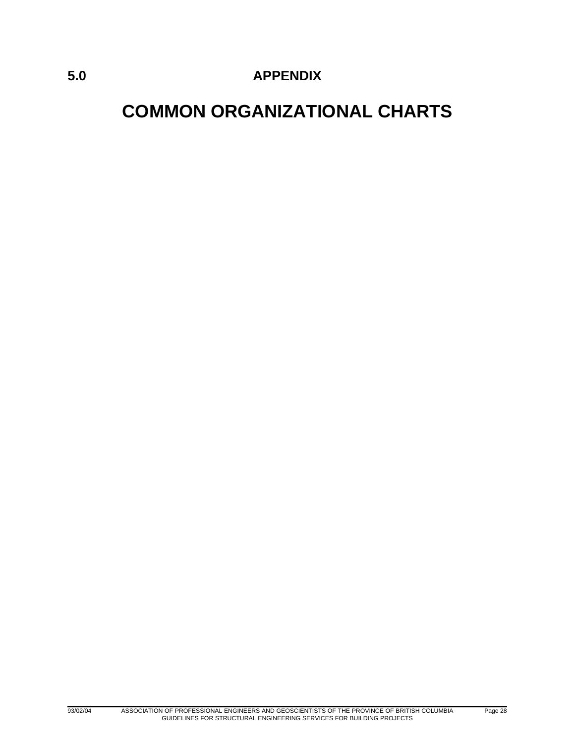## 5.0 APPENDIX

# COMMON ORGANIZATIONAL CHARTS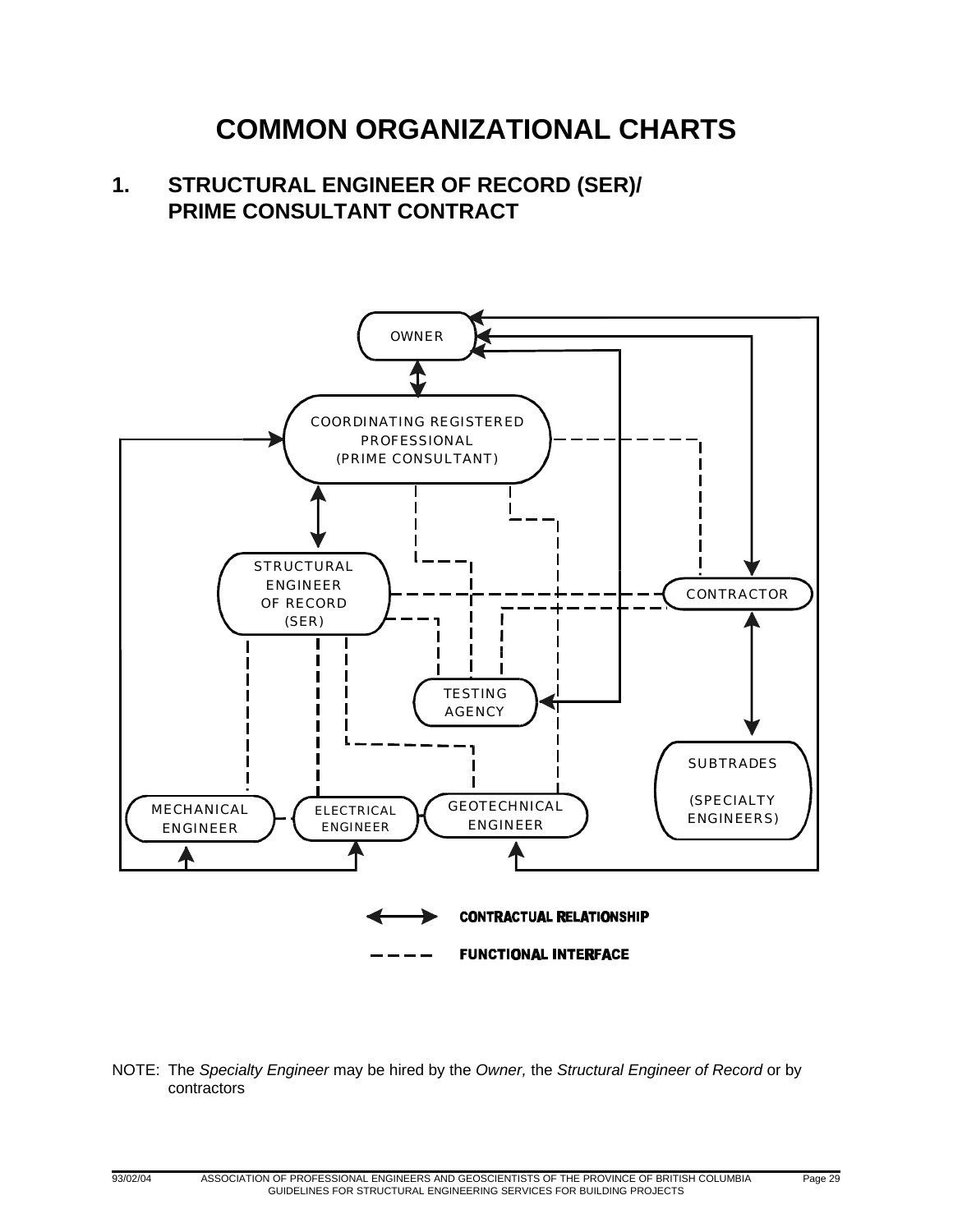# COMMON ORGANIZATIONAL CHARTS

## 1. STRUCTURAL ENGINEER OF RECORD (SER)/ PRIME CONSULTANT CONTRACT

OWNER

COORDINATING REGISTERED PROFESSIONAL (PRIME CONSULTANT)

STRUCTURAL ENGINEER OF RECORD (SER)

CONTRACTOR

TESTING AGENCY

SUBTRADES (SPECIALTY ENGINEERS)

MECHANICAL ENGINEER

ELECTRICAL ENGINEER

GEOTECHNICAL ENGINEER

CONTRACTUAL RELATIONSHIP

FUNCTIONAL INTERFACE

NOTE: The *Specialty Engineer* may be hired by the *Owner,* the *Structural Engineer of Record* or by contractors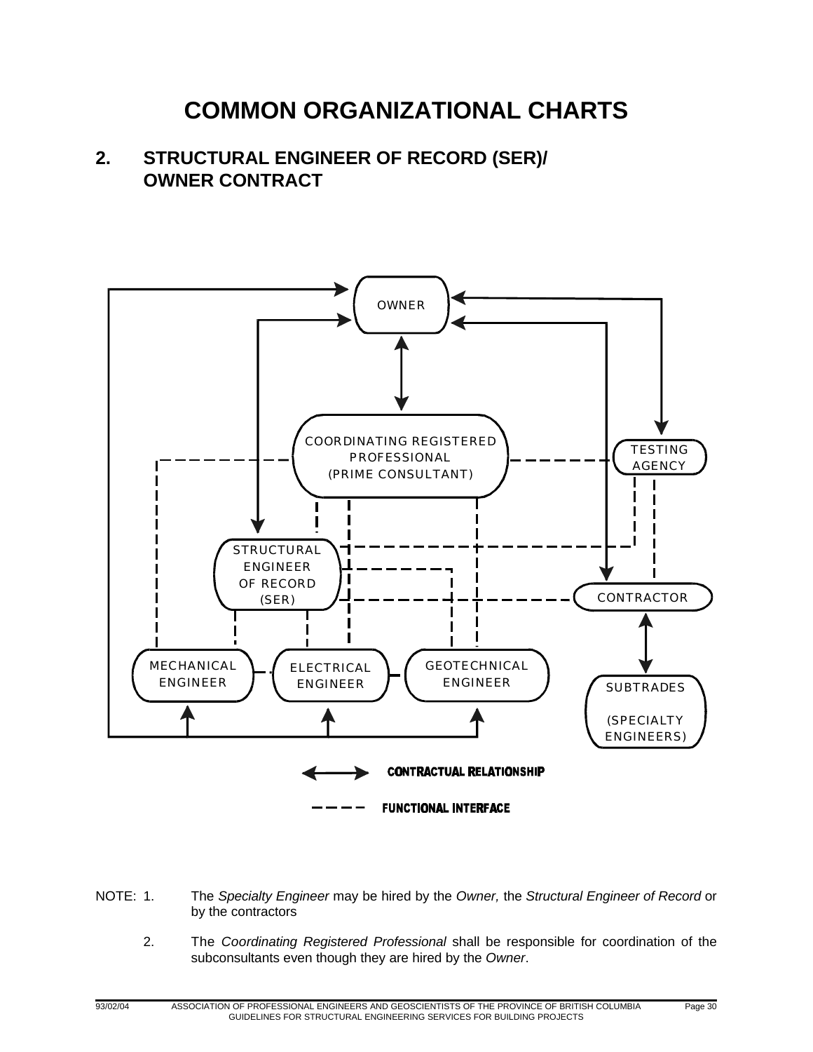# COMMON ORGANIZATIONAL CHARTS

## 2. STRUCTURAL ENGINEER OF RECORD (SER)/ OWNER CONTRACT

OWNER

COORDINATING REGISTERED PROFESSIONAL (PRIME CONSULTANT)

TESTING AGENCY

STRUCTURAL ENGINEER OF RECORD (SER)

CONTRACTOR

MECHANICAL ENGINEER

ELECTRICAL ENGINEER

GEOTECHNICAL ENGINEER

SUBTRADES (SPECIALTY ENGINEERS)

CONTRACTUAL RELATIONSHIP

FUNCTIONAL INTERFACE

NOTE: 1. The *Specialty Engineer* may be hired by the *Owner,* the *Structural Engineer of Record* or by the contractors

2. The *Coordinating Registered Professional* shall be responsible for coordination of the subconsultants even though they are hired by the *Owner*.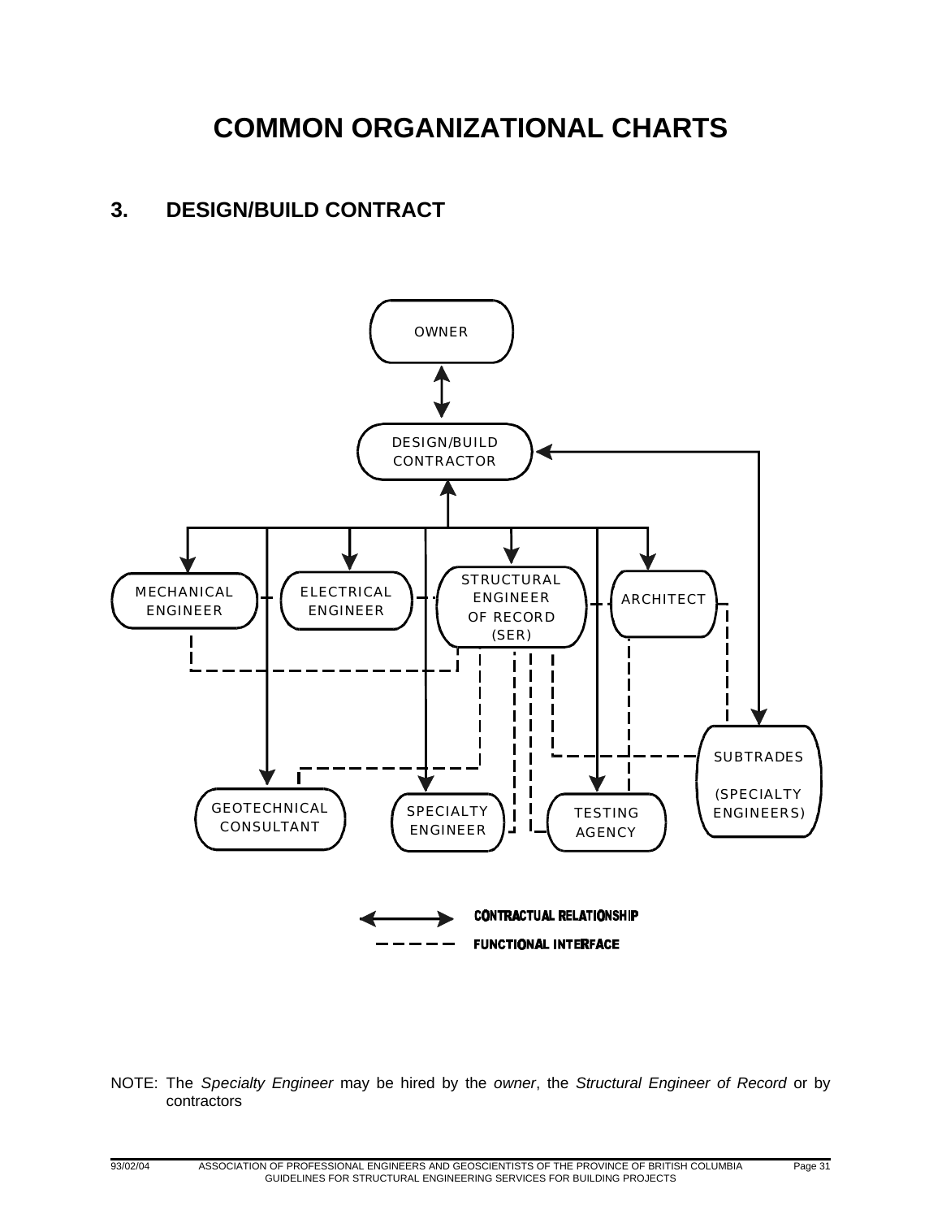# COMMON ORGANIZATIONAL CHARTS

## 3. DESIGN/BUILD CONTRACT

OWNER

DESIGN/BUILD CONTRACTOR

MECHANICAL ENGINEER

ELECTRICAL ENGINEER

STRUCTURAL ENGINEER OF RECORD (SER)

ARCHITECT

SUBTRADES (SPECIALTY ENGINEERS)

GEOTECHNICAL CONSULTANT

SPECIALTY ENGINEER

TESTING AGENCY

CONTRACTUAL RELATIONSHIP

FUNCTIONAL INTERFACE

NOTE: The *Specialty Engineer* may be hired by the *owner*, the *Structural Engineer of Record* or by contractors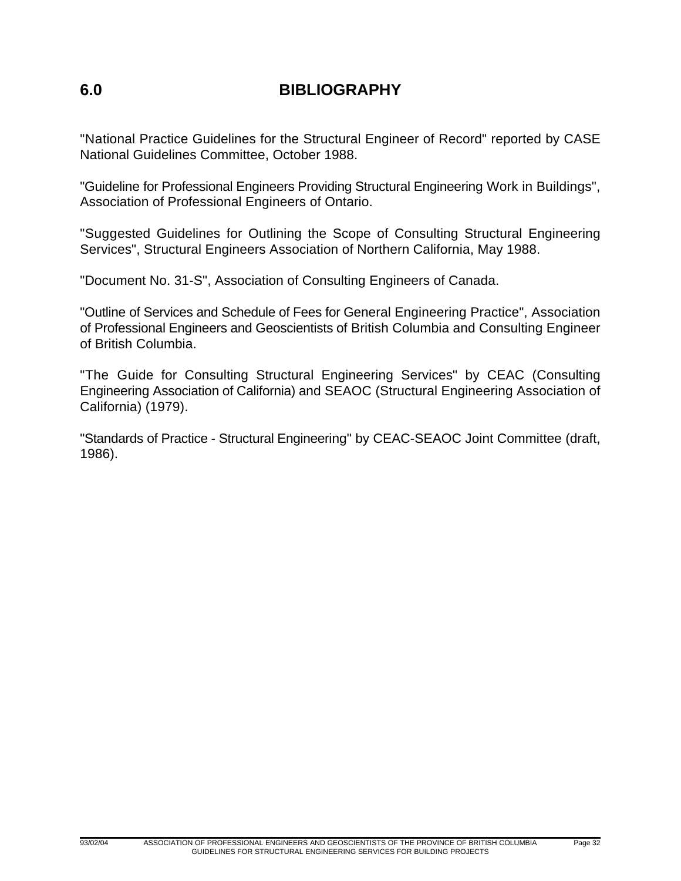# 6.0 BIBLIOGRAPHY

"National Practice Guidelines for the Structural Engineer of Record" reported by CASE National Guidelines Committee, October 1988.

"Guideline for Professional Engineers Providing Structural Engineering Work in Buildings", Association of Professional Engineers of Ontario.

"Suggested Guidelines for Outlining the Scope of Consulting Structural Engineering Services", Structural Engineers Association of Northern California, May 1988.

"Document No. 31-S", Association of Consulting Engineers of Canada.

"Outline of Services and Schedule of Fees for General Engineering Practice", Association of Professional Engineers and Geoscientists of British Columbia and Consulting Engineer of British Columbia.

"The Guide for Consulting Structural Engineering Services" by CEAC (Consulting Engineering Association of California) and SEAOC (Structural Engineering Association of California) (1979).

"Standards of Practice - Structural Engineering" by CEAC-SEAOC Joint Committee (draft, 1986).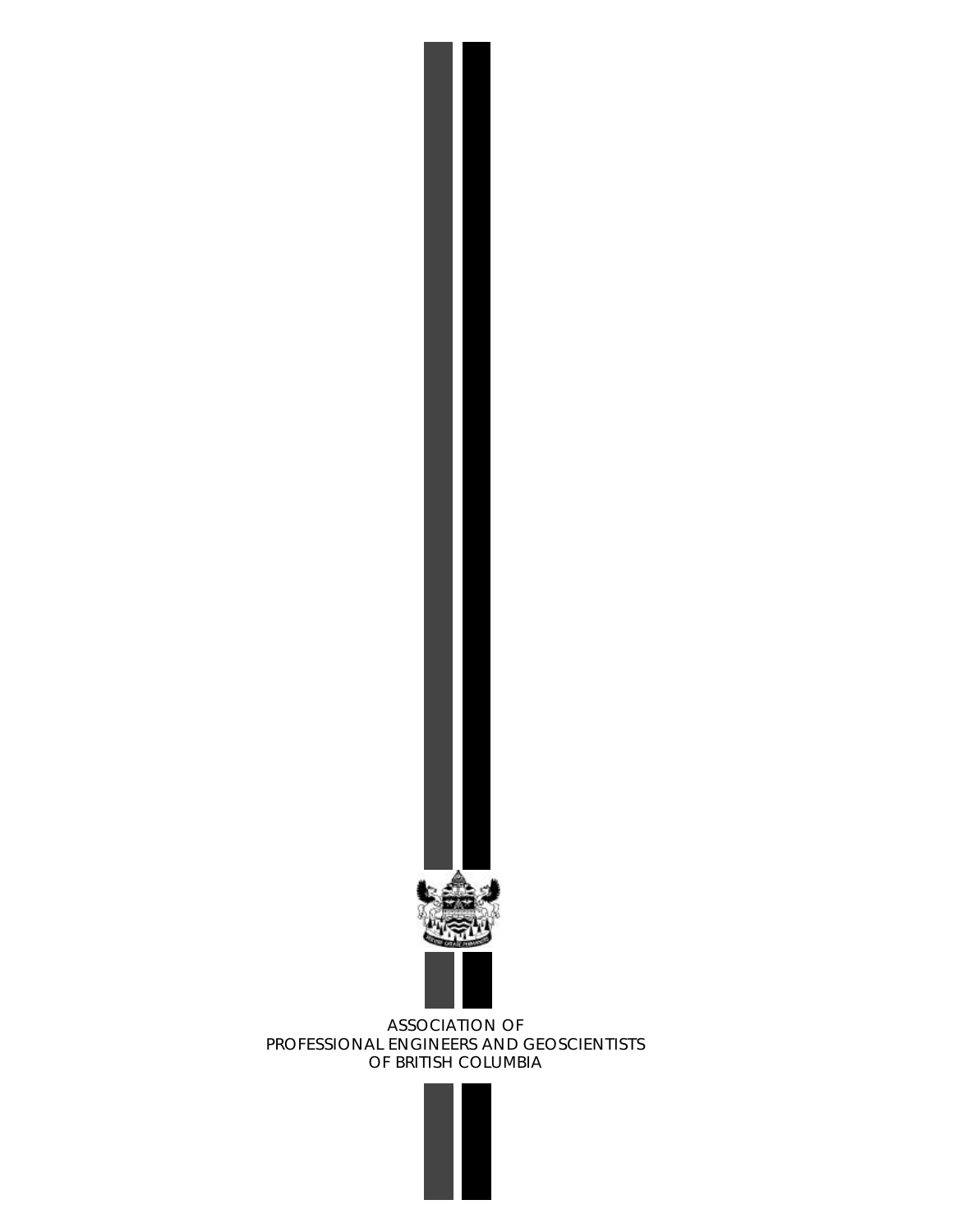ASSOCIATION OF
PROFESSIONAL ENGINEERS AND GEOSCIENTISTS
OF BRITISH COLUMBIA